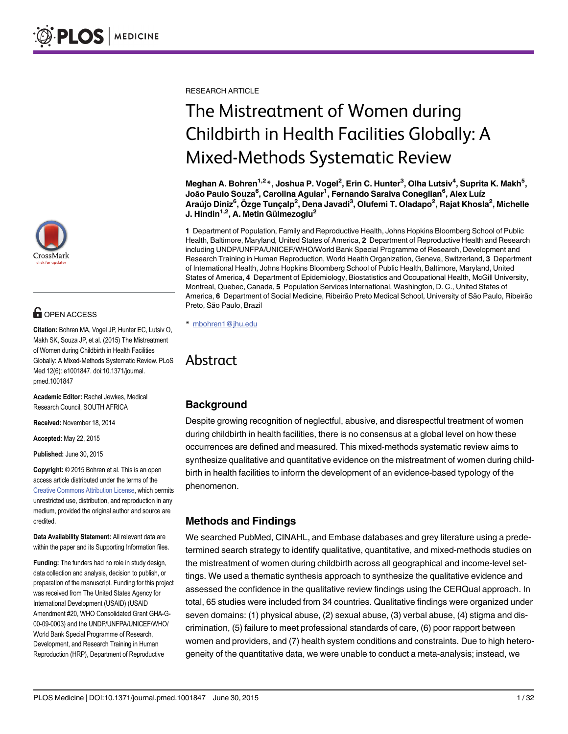RESEARCH ARTICLE

# The Mistreatment of Women during Childbirth in Health Facilities Globally: A Mixed-Methods Systematic Review

**Meghan A. Bohren[1,2]*, Joshua P. Vogel[2], Erin C. Hunter[3], Olha Lutsiv[4], Suprita K. Makh[5], João Paulo Souza[6], Carolina Aguiar[1], Fernando Saraiva Coneglian[6], Alex Luíz Araújo Diniz[6], Özge Tunçalp[2], Dena Javadi[3], Olufemi T. Oladapo[2], Rajat Khosla[2], Michelle J. Hindin[1,2], A. Metin Gülmezoglu[2]**

**1** Department of Population, Family and Reproductive Health, Johns Hopkins Bloomberg School of Public Health, Baltimore, Maryland, United States of America, **2** Department of Reproductive Health and Research including UNDP/UNFPA/UNICEF/WHO/World Bank Special Programme of Research, Development and Research Training in Human Reproduction, World Health Organization, Geneva, Switzerland, **3** Department of International Health, Johns Hopkins Bloomberg School of Public Health, Baltimore, Maryland, United States of America, **4** Department of Epidemiology, Biostatistics and Occupational Health, McGill University, Montreal, Quebec, Canada, **5** Population Services International, Washington, D. C., United States of America, **6** Department of Social Medicine, Ribeirão Preto Medical School, University of São Paulo, Ribeirão Preto, São Paulo, Brazil

* mbohren1@jhu.edu

OPEN ACCESS

**Citation:** Bohren MA, Vogel JP, Hunter EC, Lutsiv O, Makh SK, Souza JP, et al. (2015) The Mistreatment of Women during Childbirth in Health Facilities Globally: A Mixed-Methods Systematic Review. PLoS Med 12(6): e1001847. doi:10.1371/journal.pmed.1001847

**Academic Editor:** Rachel Jewkes, Medical Research Council, SOUTH AFRICA

**Received:** November 18, 2014

**Accepted:** May 22, 2015

**Published:** June 30, 2015

**Copyright:** © 2015 Bohren et al. This is an open access article distributed under the terms of the Creative Commons Attribution License, which permits unrestricted use, distribution, and reproduction in any medium, provided the original author and source are credited.

**Data Availability Statement:** All relevant data are within the paper and its Supporting Information files.

**Funding:** The funders had no role in study design, data collection and analysis, decision to publish, or preparation of the manuscript. Funding for this project was received from The United States Agency for International Development (USAID) (USAID Amendment #20, WHO Consolidated Grant GHA-G-00-09-0003) and the UNDP/UNFPA/UNICEF/WHO/ World Bank Special Programme of Research, Development, and Research Training in Human Reproduction (HRP), Department of Reproductive

## Abstract

### Background

Despite growing recognition of neglectful, abusive, and disrespectful treatment of women during childbirth in health facilities, there is no consensus at a global level on how these occurrences are defined and measured. This mixed-methods systematic review aims to synthesize qualitative and quantitative evidence on the mistreatment of women during childbirth in health facilities to inform the development of an evidence-based typology of the phenomenon.

### Methods and Findings

We searched PubMed, CINAHL, and Embase databases and grey literature using a predetermined search strategy to identify qualitative, quantitative, and mixed-methods studies on the mistreatment of women during childbirth across all geographical and income-level settings. We used a thematic synthesis approach to synthesize the qualitative evidence and assessed the confidence in the qualitative review findings using the CERQual approach. In total, 65 studies were included from 34 countries. Qualitative findings were organized under seven domains: (1) physical abuse, (2) sexual abuse, (3) verbal abuse, (4) stigma and discrimination, (5) failure to meet professional standards of care, (6) poor rapport between women and providers, and (7) health system conditions and constraints. Due to high heterogeneity of the quantitative data, we were unable to conduct a meta-analysis; instead, we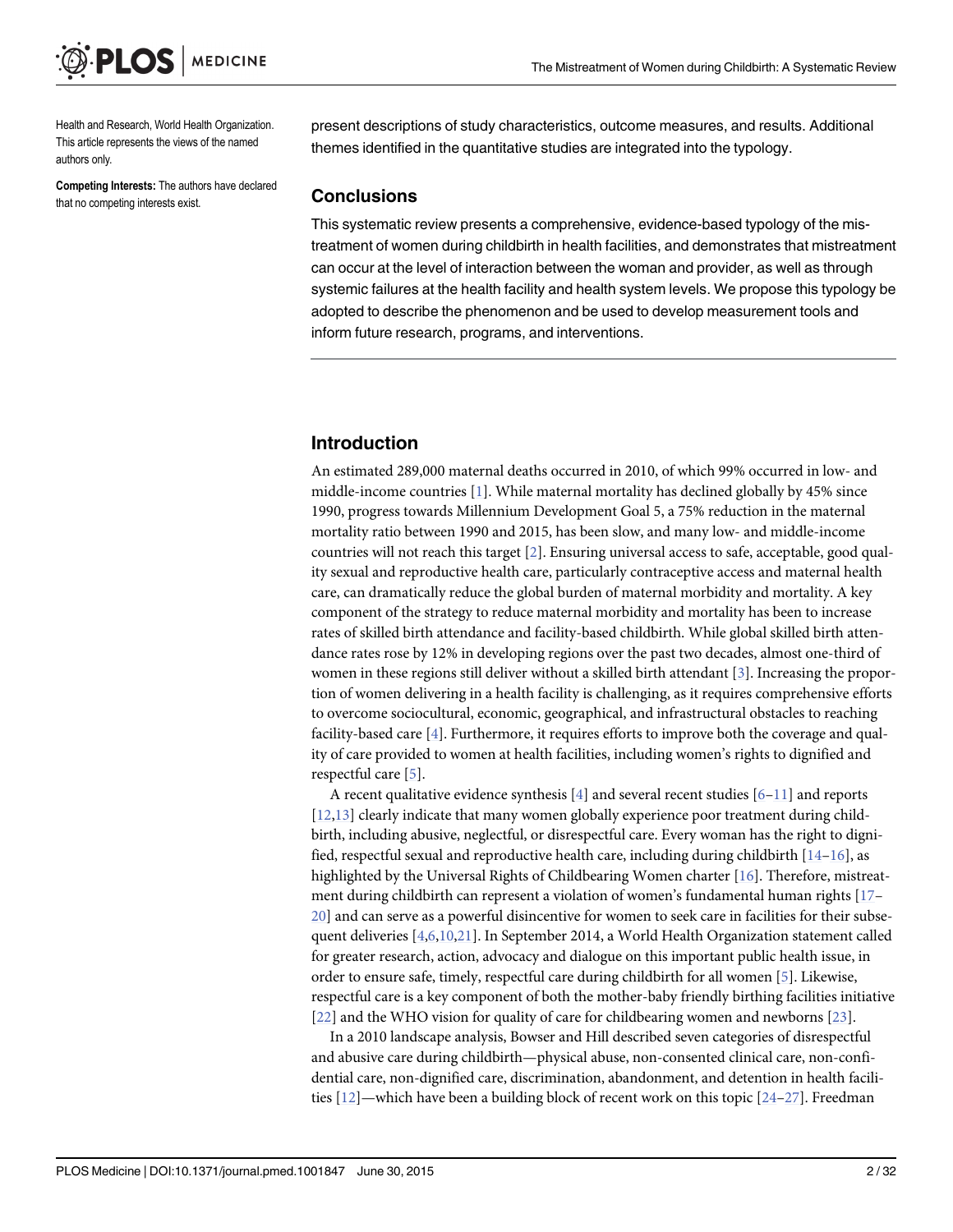Health and Research, World Health Organization. This article represents the views of the named authors only.

**Competing Interests:** The authors have declared that no competing interests exist.

present descriptions of study characteristics, outcome measures, and results. Additional themes identified in the quantitative studies are integrated into the typology.

## Conclusions

This systematic review presents a comprehensive, evidence-based typology of the mistreatment of women during childbirth in health facilities, and demonstrates that mistreatment can occur at the level of interaction between the woman and provider, as well as through systemic failures at the health facility and health system levels. We propose this typology be adopted to describe the phenomenon and be used to develop measurement tools and inform future research, programs, and interventions.

## Introduction

An estimated 289,000 maternal deaths occurred in 2010, of which 99% occurred in low- and middle-income countries [1]. While maternal mortality has declined globally by 45% since 1990, progress towards Millennium Development Goal 5, a 75% reduction in the maternal mortality ratio between 1990 and 2015, has been slow, and many low- and middle-income countries will not reach this target [2]. Ensuring universal access to safe, acceptable, good quality sexual and reproductive health care, particularly contraceptive access and maternal health care, can dramatically reduce the global burden of maternal morbidity and mortality. A key component of the strategy to reduce maternal morbidity and mortality has been to increase rates of skilled birth attendance and facility-based childbirth. While global skilled birth attendance rates rose by 12% in developing regions over the past two decades, almost one-third of women in these regions still deliver without a skilled birth attendant [3]. Increasing the proportion of women delivering in a health facility is challenging, as it requires comprehensive efforts to overcome sociocultural, economic, geographical, and infrastructural obstacles to reaching facility-based care [4]. Furthermore, it requires efforts to improve both the coverage and quality of care provided to women at health facilities, including women's rights to dignified and respectful care [5].

A recent qualitative evidence synthesis [4] and several recent studies [6–11] and reports [12,13] clearly indicate that many women globally experience poor treatment during childbirth, including abusive, neglectful, or disrespectful care. Every woman has the right to dignified, respectful sexual and reproductive health care, including during childbirth [14–16], as highlighted by the Universal Rights of Childbearing Women charter [16]. Therefore, mistreatment during childbirth can represent a violation of women's fundamental human rights [17–20] and can serve as a powerful disincentive for women to seek care in facilities for their subsequent deliveries [4,6,10,21]. In September 2014, a World Health Organization statement called for greater research, action, advocacy and dialogue on this important public health issue, in order to ensure safe, timely, respectful care during childbirth for all women [5]. Likewise, respectful care is a key component of both the mother-baby friendly birthing facilities initiative [22] and the WHO vision for quality of care for childbearing women and newborns [23].

In a 2010 landscape analysis, Bowser and Hill described seven categories of disrespectful and abusive care during childbirth—physical abuse, non-consented clinical care, non-confidential care, non-dignified care, discrimination, abandonment, and detention in health facilities [12]—which have been a building block of recent work on this topic [24–27]. Freedman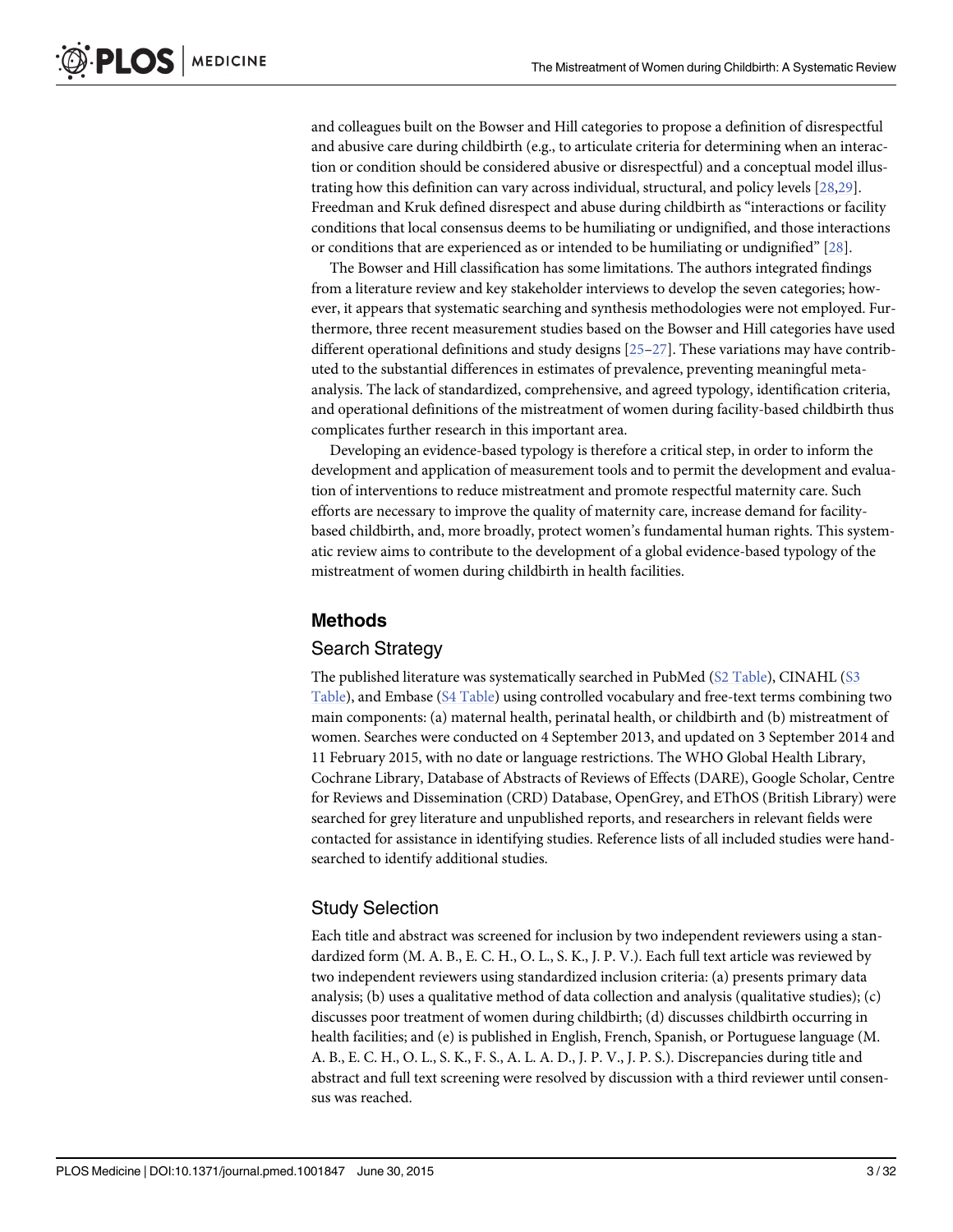and colleagues built on the Bowser and Hill categories to propose a definition of disrespectful and abusive care during childbirth (e.g., to articulate criteria for determining when an interaction or condition should be considered abusive or disrespectful) and a conceptual model illustrating how this definition can vary across individual, structural, and policy levels [28,29]. Freedman and Kruk defined disrespect and abuse during childbirth as "interactions or facility conditions that local consensus deems to be humiliating or undignified, and those interactions or conditions that are experienced as or intended to be humiliating or undignified" [28].

The Bowser and Hill classification has some limitations. The authors integrated findings from a literature review and key stakeholder interviews to develop the seven categories; however, it appears that systematic searching and synthesis methodologies were not employed. Furthermore, three recent measurement studies based on the Bowser and Hill categories have used different operational definitions and study designs [25–27]. These variations may have contributed to the substantial differences in estimates of prevalence, preventing meaningful meta-analysis. The lack of standardized, comprehensive, and agreed typology, identification criteria, and operational definitions of the mistreatment of women during facility-based childbirth thus complicates further research in this important area.

Developing an evidence-based typology is therefore a critical step, in order to inform the development and application of measurement tools and to permit the development and evaluation of interventions to reduce mistreatment and promote respectful maternity care. Such efforts are necessary to improve the quality of maternity care, increase demand for facility-based childbirth, and, more broadly, protect women's fundamental human rights. This systematic review aims to contribute to the development of a global evidence-based typology of the mistreatment of women during childbirth in health facilities.

## Methods

### Search Strategy

The published literature was systematically searched in PubMed (S2 Table), CINAHL (S3 Table), and Embase (S4 Table) using controlled vocabulary and free-text terms combining two main components: (a) maternal health, perinatal health, or childbirth and (b) mistreatment of women. Searches were conducted on 4 September 2013, and updated on 3 September 2014 and 11 February 2015, with no date or language restrictions. The WHO Global Health Library, Cochrane Library, Database of Abstracts of Reviews of Effects (DARE), Google Scholar, Centre for Reviews and Dissemination (CRD) Database, OpenGrey, and EThOS (British Library) were searched for grey literature and unpublished reports, and researchers in relevant fields were contacted for assistance in identifying studies. Reference lists of all included studies were hand-searched to identify additional studies.

### Study Selection

Each title and abstract was screened for inclusion by two independent reviewers using a standardized form (M. A. B., E. C. H., O. L., S. K., J. P. V.). Each full text article was reviewed by two independent reviewers using standardized inclusion criteria: (a) presents primary data analysis; (b) uses a qualitative method of data collection and analysis (qualitative studies); (c) discusses poor treatment of women during childbirth; (d) discusses childbirth occurring in health facilities; and (e) is published in English, French, Spanish, or Portuguese language (M. A. B., E. C. H., O. L., S. K., F. S., A. L. A. D., J. P. V., J. P. S.). Discrepancies during title and abstract and full text screening were resolved by discussion with a third reviewer until consensus was reached.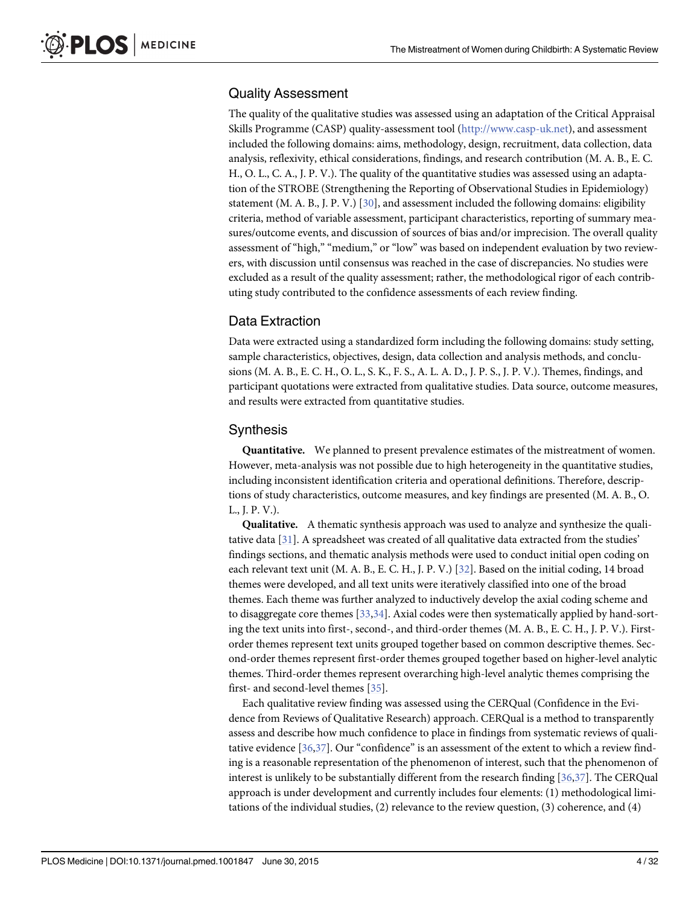## Quality Assessment

The quality of the qualitative studies was assessed using an adaptation of the Critical Appraisal Skills Programme (CASP) quality-assessment tool (http://www.casp-uk.net), and assessment included the following domains: aims, methodology, design, recruitment, data collection, data analysis, reflexivity, ethical considerations, findings, and research contribution (M. A. B., E. C. H., O. L., C. A., J. P. V.). The quality of the quantitative studies was assessed using an adaptation of the STROBE (Strengthening the Reporting of Observational Studies in Epidemiology) statement (M. A. B., J. P. V.) [30], and assessment included the following domains: eligibility criteria, method of variable assessment, participant characteristics, reporting of summary measures/outcome events, and discussion of sources of bias and/or imprecision. The overall quality assessment of "high," "medium," or "low" was based on independent evaluation by two reviewers, with discussion until consensus was reached in the case of discrepancies. No studies were excluded as a result of the quality assessment; rather, the methodological rigor of each contributing study contributed to the confidence assessments of each review finding.

## Data Extraction

Data were extracted using a standardized form including the following domains: study setting, sample characteristics, objectives, design, data collection and analysis methods, and conclusions (M. A. B., E. C. H., O. L., S. K., F. S., A. L. A. D., J. P. S., J. P. V.). Themes, findings, and participant quotations were extracted from qualitative studies. Data source, outcome measures, and results were extracted from quantitative studies.

## Synthesis

**Quantitative.** We planned to present prevalence estimates of the mistreatment of women. However, meta-analysis was not possible due to high heterogeneity in the quantitative studies, including inconsistent identification criteria and operational definitions. Therefore, descriptions of study characteristics, outcome measures, and key findings are presented (M. A. B., O. L., J. P. V.).

**Qualitative.** A thematic synthesis approach was used to analyze and synthesize the qualitative data [31]. A spreadsheet was created of all qualitative data extracted from the studies' findings sections, and thematic analysis methods were used to conduct initial open coding on each relevant text unit (M. A. B., E. C. H., J. P. V.) [32]. Based on the initial coding, 14 broad themes were developed, and all text units were iteratively classified into one of the broad themes. Each theme was further analyzed to inductively develop the axial coding scheme and to disaggregate core themes [33,34]. Axial codes were then systematically applied by hand-sorting the text units into first-, second-, and third-order themes (M. A. B., E. C. H., J. P. V.). First-order themes represent text units grouped together based on common descriptive themes. Second-order themes represent first-order themes grouped together based on higher-level analytic themes. Third-order themes represent overarching high-level analytic themes comprising the first- and second-level themes [35].

Each qualitative review finding was assessed using the CERQual (Confidence in the Evidence from Reviews of Qualitative Research) approach. CERQual is a method to transparently assess and describe how much confidence to place in findings from systematic reviews of qualitative evidence [36,37]. Our "confidence" is an assessment of the extent to which a review finding is a reasonable representation of the phenomenon of interest, such that the phenomenon of interest is unlikely to be substantially different from the research finding [36,37]. The CERQual approach is under development and currently includes four elements: (1) methodological limitations of the individual studies, (2) relevance to the review question, (3) coherence, and (4)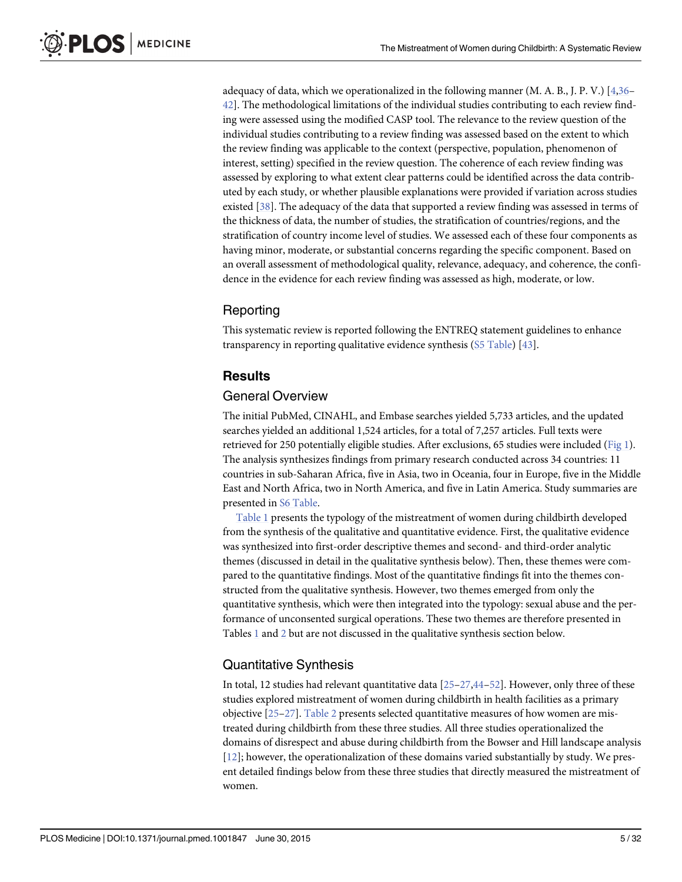adequacy of data, which we operationalized in the following manner (M. A. B., J. P. V.) [4,36–42]. The methodological limitations of the individual studies contributing to each review finding were assessed using the modified CASP tool. The relevance to the review question of the individual studies contributing to a review finding was assessed based on the extent to which the review finding was applicable to the context (perspective, population, phenomenon of interest, setting) specified in the review question. The coherence of each review finding was assessed by exploring to what extent clear patterns could be identified across the data contributed by each study, or whether plausible explanations were provided if variation across studies existed [38]. The adequacy of the data that supported a review finding was assessed in terms of the thickness of data, the number of studies, the stratification of countries/regions, and the stratification of country income level of studies. We assessed each of these four components as having minor, moderate, or substantial concerns regarding the specific component. Based on an overall assessment of methodological quality, relevance, adequacy, and coherence, the confidence in the evidence for each review finding was assessed as high, moderate, or low.

## Reporting

This systematic review is reported following the ENTREQ statement guidelines to enhance transparency in reporting qualitative evidence synthesis (S5 Table) [43].

# Results

## General Overview

The initial PubMed, CINAHL, and Embase searches yielded 5,733 articles, and the updated searches yielded an additional 1,524 articles, for a total of 7,257 articles. Full texts were retrieved for 250 potentially eligible studies. After exclusions, 65 studies were included (Fig 1). The analysis synthesizes findings from primary research conducted across 34 countries: 11 countries in sub-Saharan Africa, five in Asia, two in Oceania, four in Europe, five in the Middle East and North Africa, two in North America, and five in Latin America. Study summaries are presented in S6 Table.

Table 1 presents the typology of the mistreatment of women during childbirth developed from the synthesis of the qualitative and quantitative evidence. First, the qualitative evidence was synthesized into first-order descriptive themes and second- and third-order analytic themes (discussed in detail in the qualitative synthesis below). Then, these themes were compared to the quantitative findings. Most of the quantitative findings fit into the themes constructed from the qualitative synthesis. However, two themes emerged from only the quantitative synthesis, which were then integrated into the typology: sexual abuse and the performance of unconsented surgical operations. These two themes are therefore presented in Tables 1 and 2 but are not discussed in the qualitative synthesis section below.

## Quantitative Synthesis

In total, 12 studies had relevant quantitative data [25–27,44–52]. However, only three of these studies explored mistreatment of women during childbirth in health facilities as a primary objective [25–27]. Table 2 presents selected quantitative measures of how women are mistreated during childbirth from these three studies. All three studies operationalized the domains of disrespect and abuse during childbirth from the Bowser and Hill landscape analysis [12]; however, the operationalization of these domains varied substantially by study. We present detailed findings below from these three studies that directly measured the mistreatment of women.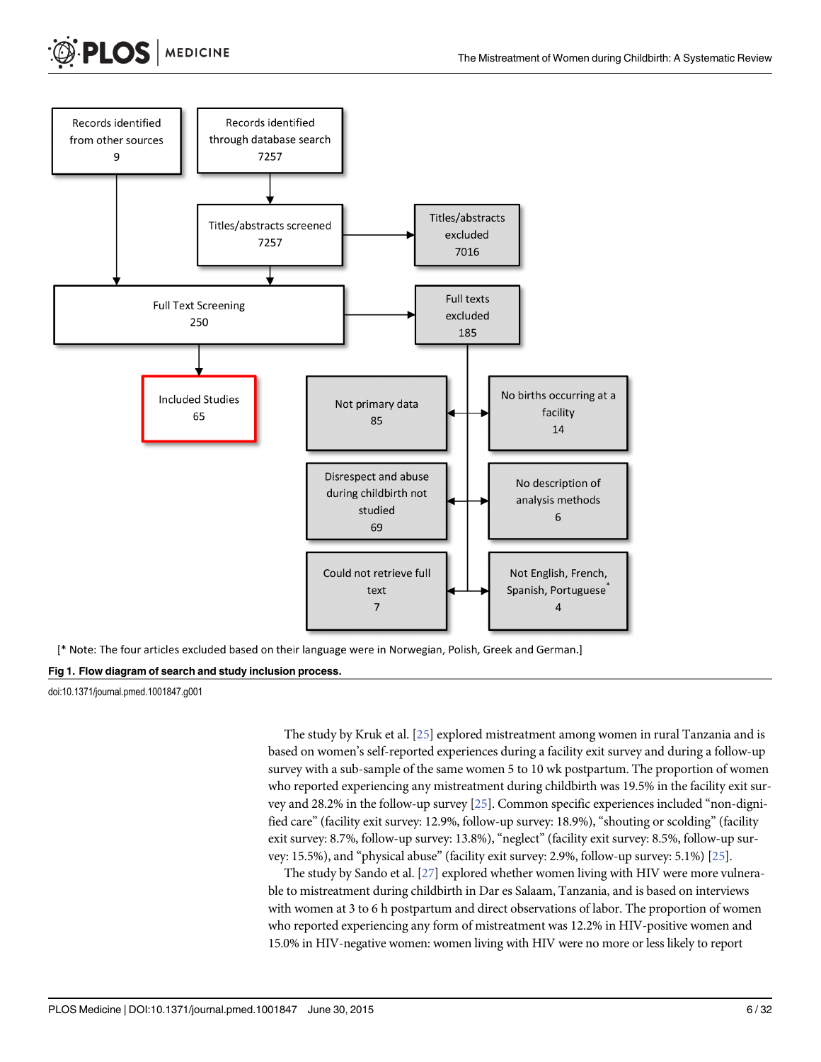Records identified from other sources
9

Records identified through database search
7257

Titles/abstracts screened
7257

Titles/abstracts excluded
7016

Full Text Screening
250

Full texts excluded
185

Included Studies
65

Not primary data
85

No births occurring at a facility
14

Disrespect and abuse during childbirth not studied
69

No description of analysis methods
6

Could not retrieve full text
7

Not English, French, Spanish, Portuguese*
4

[* Note: The four articles excluded based on their language were in Norwegian, Polish, Greek and German.]

**Fig 1. Flow diagram of search and study inclusion process.**

doi:10.1371/journal.pmed.1001847.g001

The study by Kruk et al. [25] explored mistreatment among women in rural Tanzania and is based on women's self-reported experiences during a facility exit survey and during a follow-up survey with a sub-sample of the same women 5 to 10 wk postpartum. The proportion of women who reported experiencing any mistreatment during childbirth was 19.5% in the facility exit survey and 28.2% in the follow-up survey [25]. Common specific experiences included "non-dignified care" (facility exit survey: 12.9%, follow-up survey: 18.9%), "shouting or scolding" (facility exit survey: 8.7%, follow-up survey: 13.8%), "neglect" (facility exit survey: 8.5%, follow-up survey: 15.5%), and "physical abuse" (facility exit survey: 2.9%, follow-up survey: 5.1%) [25].

The study by Sando et al. [27] explored whether women living with HIV were more vulnerable to mistreatment during childbirth in Dar es Salaam, Tanzania, and is based on interviews with women at 3 to 6 h postpartum and direct observations of labor. The proportion of women who reported experiencing any form of mistreatment was 12.2% in HIV-positive women and 15.0% in HIV-negative women: women living with HIV were no more or less likely to report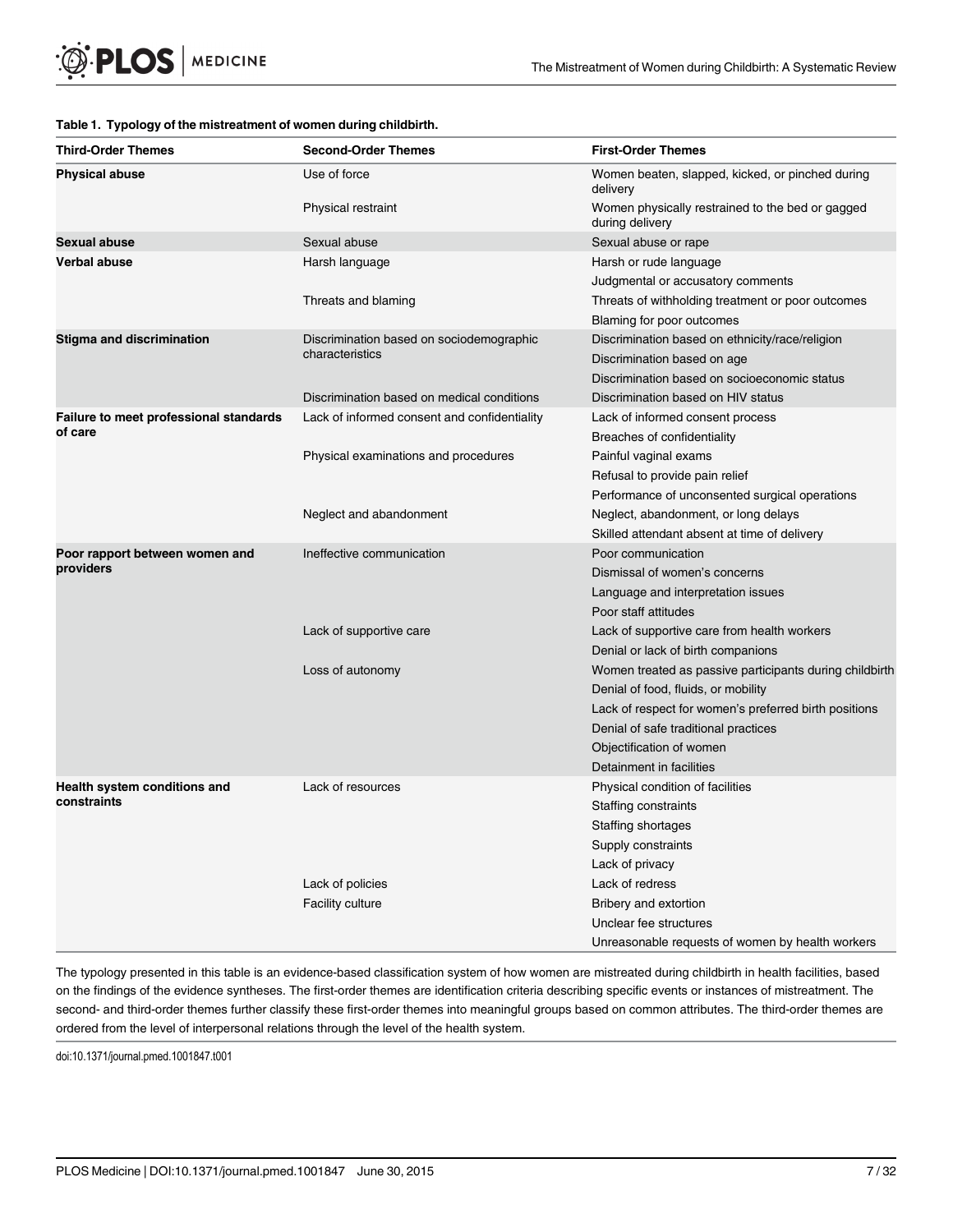**Table 1. Typology of the mistreatment of women during childbirth.**

| Third-Order Themes | Second-Order Themes | First-Order Themes |
|---|---|---|
| **Physical abuse** | Use of force | Women beaten, slapped, kicked, or pinched during delivery |
| | Physical restraint | Women physically restrained to the bed or gagged during delivery |
| **Sexual abuse** | Sexual abuse | Sexual abuse or rape |
| **Verbal abuse** | Harsh language | Harsh or rude language |
| | | Judgmental or accusatory comments |
| | Threats and blaming | Threats of withholding treatment or poor outcomes |
| | | Blaming for poor outcomes |
| **Stigma and discrimination** | Discrimination based on sociodemographic characteristics | Discrimination based on ethnicity/race/religion |
| | | Discrimination based on age |
| | | Discrimination based on socioeconomic status |
| | Discrimination based on medical conditions | Discrimination based on HIV status |
| **Failure to meet professional standards of care** | Lack of informed consent and confidentiality | Lack of informed consent process |
| | | Breaches of confidentiality |
| | Physical examinations and procedures | Painful vaginal exams |
| | | Refusal to provide pain relief |
| | | Performance of unconsented surgical operations |
| | Neglect and abandonment | Neglect, abandonment, or long delays |
| | | Skilled attendant absent at time of delivery |
| **Poor rapport between women and providers** | Ineffective communication | Poor communication |
| | | Dismissal of women's concerns |
| | | Language and interpretation issues |
| | | Poor staff attitudes |
| | Lack of supportive care | Lack of supportive care from health workers |
| | | Denial or lack of birth companions |
| | Loss of autonomy | Women treated as passive participants during childbirth |
| | | Denial of food, fluids, or mobility |
| | | Lack of respect for women's preferred birth positions |
| | | Denial of safe traditional practices |
| | | Objectification of women |
| | | Detainment in facilities |
| **Health system conditions and constraints** | Lack of resources | Physical condition of facilities |
| | | Staffing constraints |
| | | Staffing shortages |
| | | Supply constraints |
| | | Lack of privacy |
| | Lack of policies | Lack of redress |
| | Facility culture | Bribery and extortion |
| | | Unclear fee structures |
| | | Unreasonable requests of women by health workers |

The typology presented in this table is an evidence-based classification system of how women are mistreated during childbirth in health facilities, based on the findings of the evidence syntheses. The first-order themes are identification criteria describing specific events or instances of mistreatment. The second- and third-order themes further classify these first-order themes into meaningful groups based on common attributes. The third-order themes are ordered from the level of interpersonal relations through the level of the health system.

doi:10.1371/journal.pmed.1001847.t001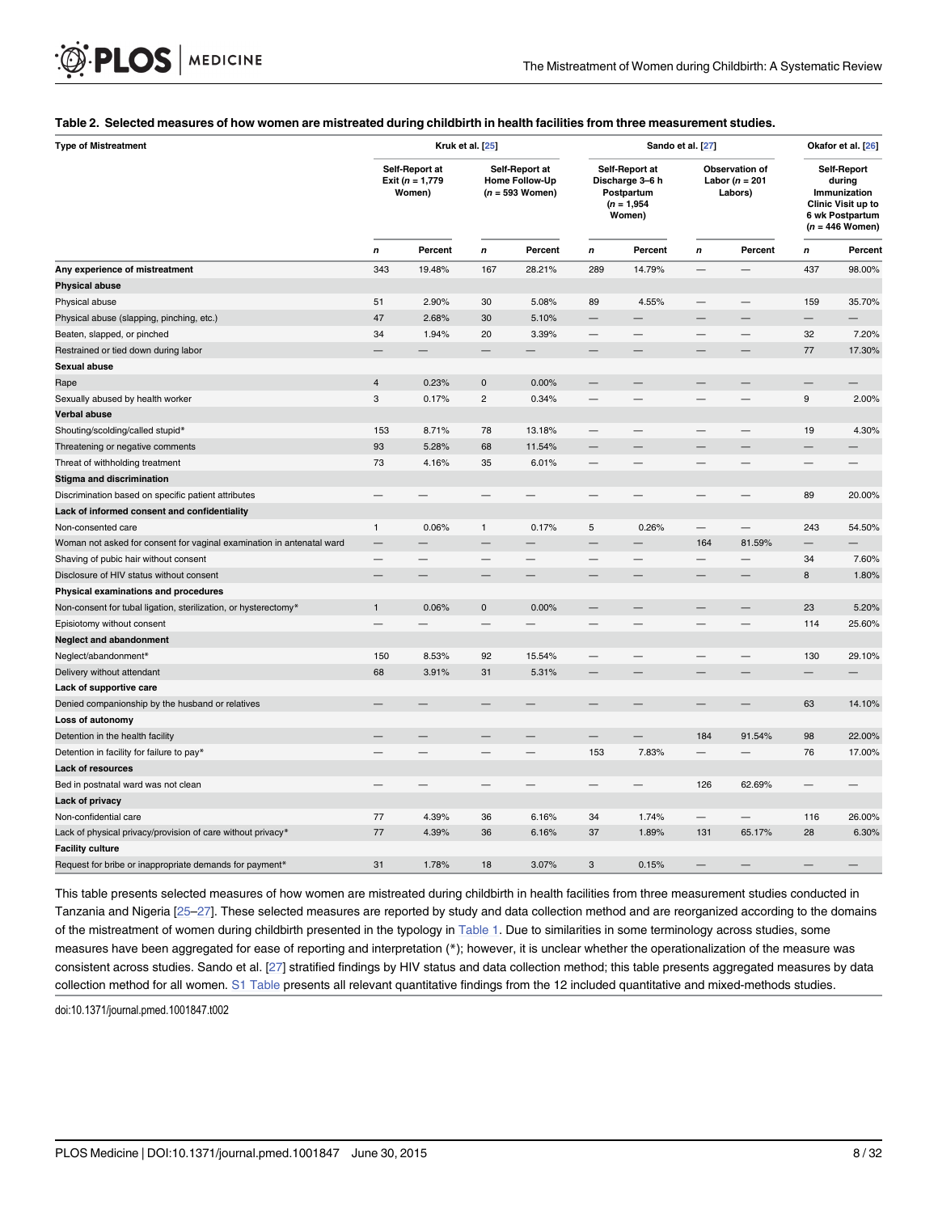**Table 2. Selected measures of how women are mistreated during childbirth in health facilities from three measurement studies.**

| Type of Mistreatment | Kruk et al. [25] | | | | Sando et al. [27] | | | | Okafor et al. [26] | |
|---|---|---|---|---|---|---|---|---|---|---|
| | Self-Report at Exit (*n* = 1,779 Women) | | Self-Report at Home Follow-Up (*n* = 593 Women) | | Self-Report at Discharge 3–6 h Postpartum (*n* = 1,954 Women) | | Observation of Labor (*n* = 201 Labors) | | Self-Report during Immunization Clinic Visit up to 6 wk Postpartum (*n* = 446 Women) | |
| | *n* | Percent | *n* | Percent | *n* | Percent | *n* | Percent | *n* | Percent |
| **Any experience of mistreatment** | 343 | 19.48% | 167 | 28.21% | 289 | 14.79% | — | — | 437 | 98.00% |
| **Physical abuse** | | | | | | | | | | |
| Physical abuse | 51 | 2.90% | 30 | 5.08% | 89 | 4.55% | — | — | 159 | 35.70% |
| Physical abuse (slapping, pinching, etc.) | 47 | 2.68% | 30 | 5.10% | — | — | — | — | — | — |
| Beaten, slapped, or pinched | 34 | 1.94% | 20 | 3.39% | — | — | — | — | 32 | 7.20% |
| Restrained or tied down during labor | — | — | — | — | — | — | — | — | 77 | 17.30% |
| **Sexual abuse** | | | | | | | | | | |
| Rape | 4 | 0.23% | 0 | 0.00% | — | — | — | — | — | — |
| Sexually abused by health worker | 3 | 0.17% | 2 | 0.34% | — | — | — | — | 9 | 2.00% |
| **Verbal abuse** | | | | | | | | | | |
| Shouting/scolding/called stupid* | 153 | 8.71% | 78 | 13.18% | — | — | — | — | 19 | 4.30% |
| Threatening or negative comments | 93 | 5.28% | 68 | 11.54% | — | — | — | — | — | — |
| Threat of withholding treatment | 73 | 4.16% | 35 | 6.01% | — | — | — | — | — | — |
| **Stigma and discrimination** | | | | | | | | | | |
| Discrimination based on specific patient attributes | — | — | — | — | — | — | — | — | 89 | 20.00% |
| **Lack of informed consent and confidentiality** | | | | | | | | | | |
| Non-consented care | 1 | 0.06% | 1 | 0.17% | 5 | 0.26% | — | — | 243 | 54.50% |
| Woman not asked for consent for vaginal examination in antenatal ward | — | — | — | — | — | — | 164 | 81.59% | — | — |
| Shaving of pubic hair without consent | — | — | — | — | — | — | — | — | 34 | 7.60% |
| Disclosure of HIV status without consent | — | — | — | — | — | — | — | — | 8 | 1.80% |
| **Physical examinations and procedures** | | | | | | | | | | |
| Non-consent for tubal ligation, sterilization, or hysterectomy* | 1 | 0.06% | 0 | 0.00% | — | — | — | — | 23 | 5.20% |
| Episiotomy without consent | — | — | — | — | — | — | — | — | 114 | 25.60% |
| **Neglect and abandonment** | | | | | | | | | | |
| Neglect/abandonment* | 150 | 8.53% | 92 | 15.54% | — | — | — | — | 130 | 29.10% |
| Delivery without attendant | 68 | 3.91% | 31 | 5.31% | — | — | — | — | — | — |
| **Lack of supportive care** | | | | | | | | | | |
| Denied companionship by the husband or relatives | — | — | — | — | — | — | — | — | 63 | 14.10% |
| **Loss of autonomy** | | | | | | | | | | |
| Detention in the health facility | — | — | — | — | — | — | 184 | 91.54% | 98 | 22.00% |
| Detention in facility for failure to pay* | — | — | — | — | 153 | 7.83% | — | — | 76 | 17.00% |
| **Lack of resources** | | | | | | | | | | |
| Bed in postnatal ward was not clean | — | — | — | — | — | — | 126 | 62.69% | — | — |
| **Lack of privacy** | | | | | | | | | | |
| Non-confidential care | 77 | 4.39% | 36 | 6.16% | 34 | 1.74% | — | — | 116 | 26.00% |
| Lack of physical privacy/provision of care without privacy* | 77 | 4.39% | 36 | 6.16% | 37 | 1.89% | 131 | 65.17% | 28 | 6.30% |
| **Facility culture** | | | | | | | | | | |
| Request for bribe or inappropriate demands for payment* | 31 | 1.78% | 18 | 3.07% | 3 | 0.15% | — | — | — | — |

This table presents selected measures of how women are mistreated during childbirth in health facilities from three measurement studies conducted in Tanzania and Nigeria [25–27]. These selected measures are reported by study and data collection method and are reorganized according to the domains of the mistreatment of women during childbirth presented in the typology in Table 1. Due to similarities in some terminology across studies, some measures have been aggregated for ease of reporting and interpretation (*); however, it is unclear whether the operationalization of the measure was consistent across studies. Sando et al. [27] stratified findings by HIV status and data collection method; this table presents aggregated measures by data collection method for all women. S1 Table presents all relevant quantitative findings from the 12 included quantitative and mixed-methods studies.

doi:10.1371/journal.pmed.1001847.t002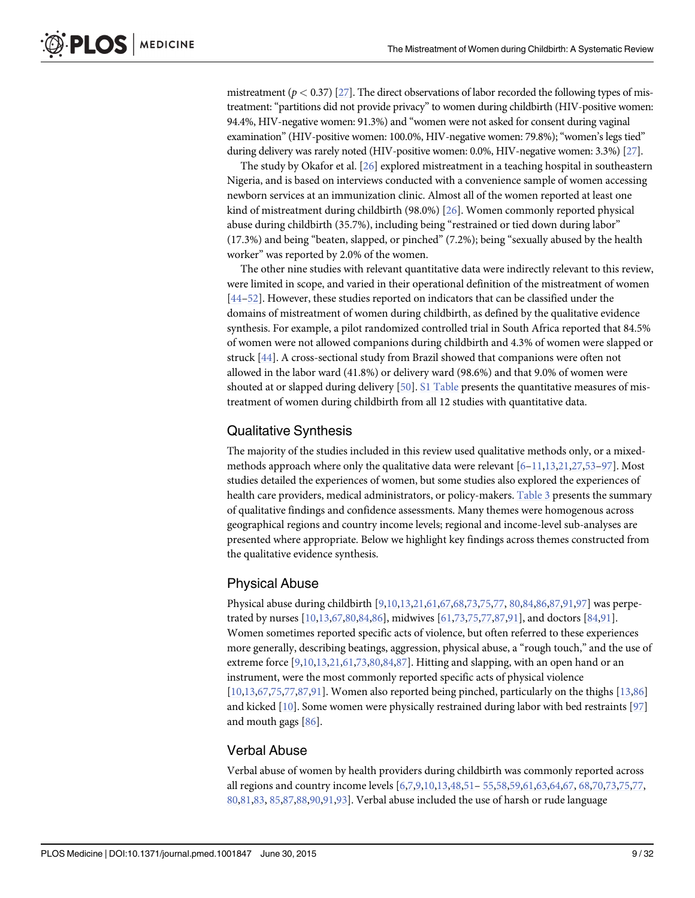mistreatment ($p < 0.37$) [27]. The direct observations of labor recorded the following types of mistreatment: "partitions did not provide privacy" to women during childbirth (HIV-positive women: 94.4%, HIV-negative women: 91.3%) and "women were not asked for consent during vaginal examination" (HIV-positive women: 100.0%, HIV-negative women: 79.8%); "women's legs tied" during delivery was rarely noted (HIV-positive women: 0.0%, HIV-negative women: 3.3%) [27].

The study by Okafor et al. [26] explored mistreatment in a teaching hospital in southeastern Nigeria, and is based on interviews conducted with a convenience sample of women accessing newborn services at an immunization clinic. Almost all of the women reported at least one kind of mistreatment during childbirth (98.0%) [26]. Women commonly reported physical abuse during childbirth (35.7%), including being "restrained or tied down during labor" (17.3%) and being "beaten, slapped, or pinched" (7.2%); being "sexually abused by the health worker" was reported by 2.0% of the women.

The other nine studies with relevant quantitative data were indirectly relevant to this review, were limited in scope, and varied in their operational definition of the mistreatment of women [44–52]. However, these studies reported on indicators that can be classified under the domains of mistreatment of women during childbirth, as defined by the qualitative evidence synthesis. For example, a pilot randomized controlled trial in South Africa reported that 84.5% of women were not allowed companions during childbirth and 4.3% of women were slapped or struck [44]. A cross-sectional study from Brazil showed that companions were often not allowed in the labor ward (41.8%) or delivery ward (98.6%) and that 9.0% of women were shouted at or slapped during delivery [50]. S1 Table presents the quantitative measures of mistreatment of women during childbirth from all 12 studies with quantitative data.

## Qualitative Synthesis

The majority of the studies included in this review used qualitative methods only, or a mixed-methods approach where only the qualitative data were relevant [6–11,13,21,27,53–97]. Most studies detailed the experiences of women, but some studies also explored the experiences of health care providers, medical administrators, or policy-makers. Table 3 presents the summary of qualitative findings and confidence assessments. Many themes were homogenous across geographical regions and country income levels; regional and income-level sub-analyses are presented where appropriate. Below we highlight key findings across themes constructed from the qualitative evidence synthesis.

## Physical Abuse

Physical abuse during childbirth [9,10,13,21,61,67,68,73,75,77, 80,84,86,87,91,97] was perpetrated by nurses [10,13,67,80,84,86], midwives [61,73,75,77,87,91], and doctors [84,91]. Women sometimes reported specific acts of violence, but often referred to these experiences more generally, describing beatings, aggression, physical abuse, a "rough touch," and the use of extreme force [9,10,13,21,61,73,80,84,87]. Hitting and slapping, with an open hand or an instrument, were the most commonly reported specific acts of physical violence [10,13,67,75,77,87,91]. Women also reported being pinched, particularly on the thighs [13,86] and kicked [10]. Some women were physically restrained during labor with bed restraints [97] and mouth gags [86].

## Verbal Abuse

Verbal abuse of women by health providers during childbirth was commonly reported across all regions and country income levels [6,7,9,10,13,48,51– 55,58,59,61,63,64,67, 68,70,73,75,77, 80,81,83, 85,87,88,90,91,93]. Verbal abuse included the use of harsh or rude language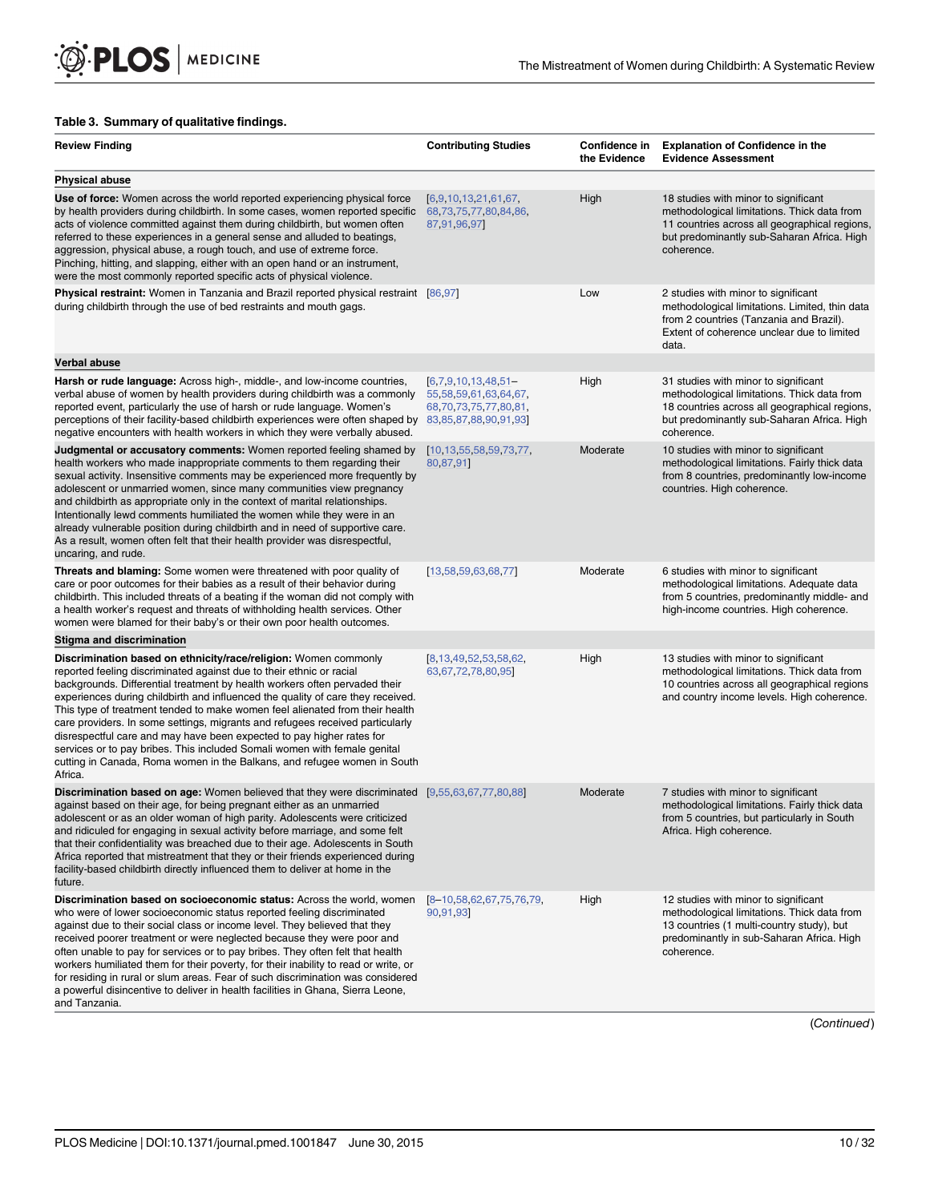**Table 3. Summary of qualitative findings.**

| Review Finding | Contributing Studies | Confidence in the Evidence | Explanation of Confidence in the Evidence Assessment |
|---|---|---|---|
| **Physical abuse** | | | |
| **Use of force:** Women across the world reported experiencing physical force by health providers during childbirth. In some cases, women reported specific acts of violence committed against them during childbirth, but women often referred to these experiences in a general sense and alluded to beatings, aggression, physical abuse, a rough touch, and use of extreme force. Pinching, hitting, and slapping, either with an open hand or an instrument, were the most commonly reported specific acts of physical violence. | [6,9,10,13,21,61,67, 68,73,75,77,80,84,86, 87,91,96,97] | High | 18 studies with minor to significant methodological limitations. Thick data from 11 countries across all geographical regions, but predominantly sub-Saharan Africa. High coherence. |
| **Physical restraint:** Women in Tanzania and Brazil reported physical restraint during childbirth through the use of bed restraints and mouth gags. | [86,97] | Low | 2 studies with minor to significant methodological limitations. Limited, thin data from 2 countries (Tanzania and Brazil). Extent of coherence unclear due to limited data. |
| **Verbal abuse** | | | |
| **Harsh or rude language:** Across high-, middle-, and low-income countries, verbal abuse of women by health providers during childbirth was a commonly reported event, particularly the use of harsh or rude language. Women's perceptions of their facility-based childbirth experiences were often shaped by negative encounters with health workers in which they were verbally abused. | [6,7,9,10,13,48,51– 55,58,59,61,63,64,67, 68,70,73,75,77,80,81, 83,85,87,88,90,91,93] | High | 31 studies with minor to significant methodological limitations. Thick data from 18 countries across all geographical regions, but predominantly sub-Saharan Africa. High coherence. |
| **Judgmental or accusatory comments:** Women reported feeling shamed by health workers who made inappropriate comments to them regarding their sexual activity. Insensitive comments may be experienced more frequently by adolescent or unmarried women, since many communities view pregnancy and childbirth as appropriate only in the context of marital relationships. Intentionally lewd comments humiliated the women while they were in an already vulnerable position during childbirth and in need of supportive care. As a result, women often felt that their health provider was disrespectful, uncaring, and rude. | [10,13,55,58,59,73,77, 80,87,91] | Moderate | 10 studies with minor to significant methodological limitations. Fairly thick data from 8 countries, predominantly low-income countries. High coherence. |
| **Threats and blaming:** Some women were threatened with poor quality of care or poor outcomes for their babies as a result of their behavior during childbirth. This included threats of a beating if the woman did not comply with a health worker's request and threats of withholding health services. Other women were blamed for their baby's or their own poor health outcomes. | [13,58,59,63,68,77] | Moderate | 6 studies with minor to significant methodological limitations. Adequate data from 5 countries, predominantly middle- and high-income countries. High coherence. |
| **Stigma and discrimination** | | | |
| **Discrimination based on ethnicity/race/religion:** Women commonly reported feeling discriminated against due to their ethnic or racial backgrounds. Differential treatment by health workers often pervaded their experiences during childbirth and influenced the quality of care they received. This type of treatment tended to make women feel alienated from their health care providers. In some settings, migrants and refugees received particularly disrespectful care and may have been expected to pay higher rates for services or to pay bribes. This included Somali women with female genital cutting in Canada, Roma women in the Balkans, and refugee women in South Africa. | [8,13,49,52,53,58,62, 63,67,72,78,80,95] | High | 13 studies with minor to significant methodological limitations. Thick data from 10 countries across all geographical regions and country income levels. High coherence. |
| **Discrimination based on age:** Women believed that they were discriminated against based on their age, for being pregnant either as an unmarried adolescent or as an older woman of high parity. Adolescents were criticized and ridiculed for engaging in sexual activity before marriage, and some felt that their confidentiality was breached due to their age. Adolescents in South Africa reported that mistreatment that they or their friends experienced during facility-based childbirth directly influenced them to deliver at home in the future. | [9,55,63,67,77,80,88] | Moderate | 7 studies with minor to significant methodological limitations. Fairly thick data from 5 countries, but particularly in South Africa. High coherence. |
| **Discrimination based on socioeconomic status:** Across the world, women who were of lower socioeconomic status reported feeling discriminated against due to their social class or income level. They believed that they received poorer treatment or were neglected because they were poor and often unable to pay for services or to pay bribes. They often felt that health workers humiliated them for their poverty, for their inability to read or write, or for residing in rural or slum areas. Fear of such discrimination was considered a powerful disincentive to deliver in health facilities in Ghana, Sierra Leone, and Tanzania. | [8–10,58,62,67,75,76,79, 90,91,93] | High | 12 studies with minor to significant methodological limitations. Thick data from 13 countries (1 multi-country study), but predominantly in sub-Saharan Africa. High coherence. |

(*Continued*)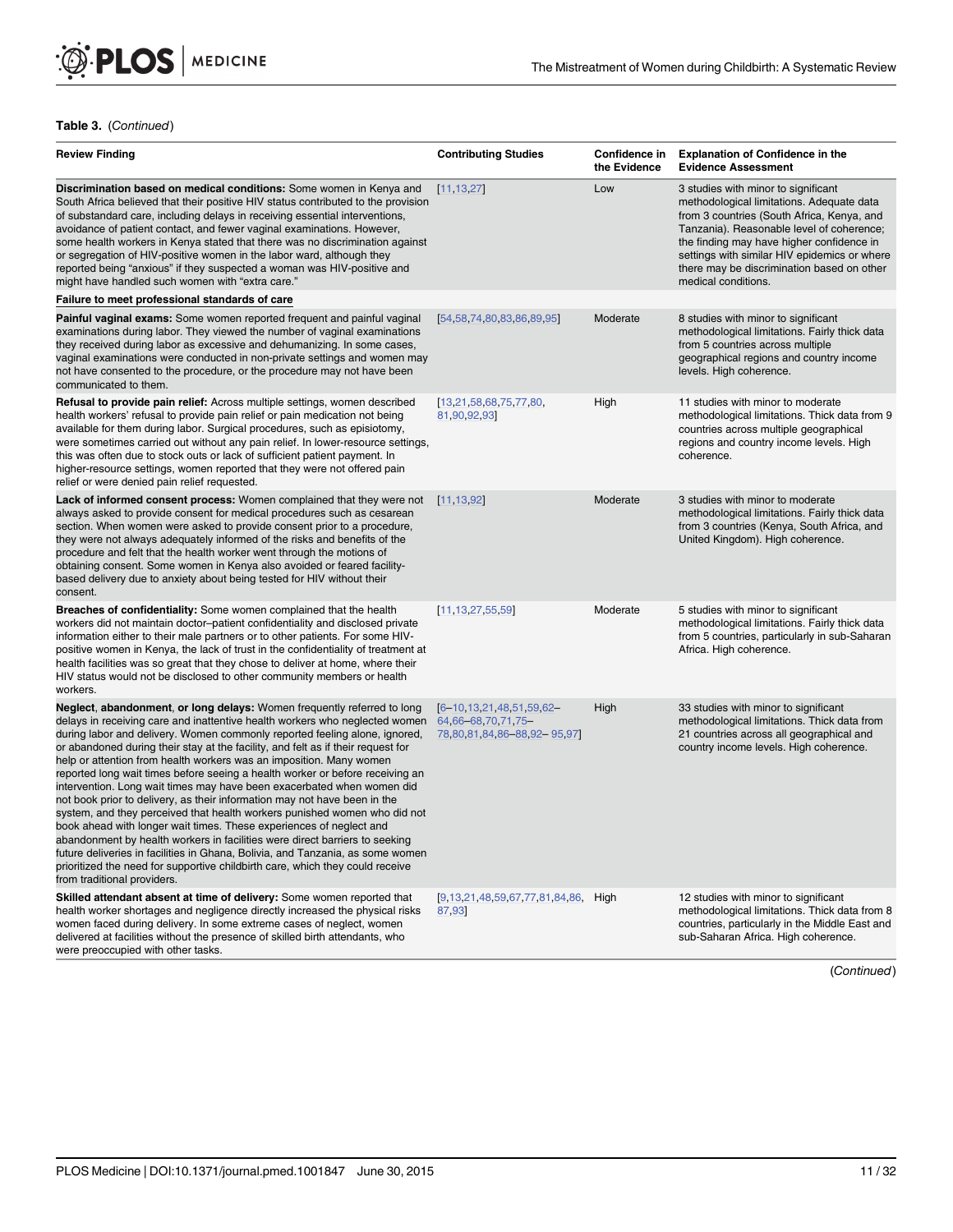**Table 3.** (*Continued*)

| Review Finding | Contributing Studies | Confidence in the Evidence | Explanation of Confidence in the Evidence Assessment |
|---|---|---|---|
| **Discrimination based on medical conditions:** Some women in Kenya and South Africa believed that their positive HIV status contributed to the provision of substandard care, including delays in receiving essential interventions, avoidance of patient contact, and fewer vaginal examinations. However, some health workers in Kenya stated that there was no discrimination against or segregation of HIV-positive women in the labor ward, although they reported being "anxious" if they suspected a woman was HIV-positive and might have handled such women with "extra care." | [11,13,27] | Low | 3 studies with minor to significant methodological limitations. Adequate data from 3 countries (South Africa, Kenya, and Tanzania). Reasonable level of coherence; the finding may have higher confidence in settings with similar HIV epidemics or where there may be discrimination based on other medical conditions. |
| <u>**Failure to meet professional standards of care**</u> | | | |
| **Painful vaginal exams:** Some women reported frequent and painful vaginal examinations during labor. They viewed the number of vaginal examinations they received during labor as excessive and dehumanizing. In some cases, vaginal examinations were conducted in non-private settings and women may not have consented to the procedure, or the procedure may not have been communicated to them. | [54,58,74,80,83,86,89,95] | Moderate | 8 studies with minor to significant methodological limitations. Fairly thick data from 5 countries across multiple geographical regions and country income levels. High coherence. |
| **Refusal to provide pain relief:** Across multiple settings, women described health workers' refusal to provide pain relief or pain medication not being available for them during labor. Surgical procedures, such as episiotomy, were sometimes carried out without any pain relief. In lower-resource settings, this was often due to stock outs or lack of sufficient patient payment. In higher-resource settings, women reported that they were not offered pain relief or were denied pain relief requested. | [13,21,58,68,75,77,80, 81,90,92,93] | High | 11 studies with minor to moderate methodological limitations. Thick data from 9 countries across multiple geographical regions and country income levels. High coherence. |
| **Lack of informed consent process:** Women complained that they were not always asked to provide consent for medical procedures such as cesarean section. When women were asked to provide consent prior to a procedure, they were not always adequately informed of the risks and benefits of the procedure and felt that the health worker went through the motions of obtaining consent. Some women in Kenya also avoided or feared facility-based delivery due to anxiety about being tested for HIV without their consent. | [11,13,92] | Moderate | 3 studies with minor to moderate methodological limitations. Fairly thick data from 3 countries (Kenya, South Africa, and United Kingdom). High coherence. |
| **Breaches of confidentiality:** Some women complained that the health workers did not maintain doctor–patient confidentiality and disclosed private information either to their male partners or to other patients. For some HIV-positive women in Kenya, the lack of trust in the confidentiality of treatment at health facilities was so great that they chose to deliver at home, where their HIV status would not be disclosed to other community members or health workers. | [11,13,27,55,59] | Moderate | 5 studies with minor to significant methodological limitations. Fairly thick data from 5 countries, particularly in sub-Saharan Africa. High coherence. |
| **Neglect, abandonment, or long delays:** Women frequently referred to long delays in receiving care and inattentive health workers who neglected women during labor and delivery. Women commonly reported feeling alone, ignored, or abandoned during their stay at the facility, and felt as if their request for help or attention from health workers was an imposition. Many women reported long wait times before seeing a health worker or before receiving an intervention. Long wait times may have been exacerbated when women did not book prior to delivery, as their information may not have been in the system, and they perceived that health workers punished women who did not book ahead with longer wait times. These experiences of neglect and abandonment by health workers in facilities were direct barriers to seeking future deliveries in facilities in Ghana, Bolivia, and Tanzania, as some women prioritized the need for supportive childbirth care, which they could receive from traditional providers. | [6–10,13,21,48,51,59,62–64,66–68,70,71,75–78,80,81,84,86–88,92–95,97] | High | 33 studies with minor to significant methodological limitations. Thick data from 21 countries across all geographical and country income levels. High coherence. |
| **Skilled attendant absent at time of delivery:** Some women reported that health worker shortages and negligence directly increased the physical risks women faced during delivery. In some extreme cases of neglect, women delivered at facilities without the presence of skilled birth attendants, who were preoccupied with other tasks. | [9,13,21,48,59,67,77,81,84,86, 87,93] | High | 12 studies with minor to significant methodological limitations. Thick data from 8 countries, particularly in the Middle East and sub-Saharan Africa. High coherence. |

(*Continued*)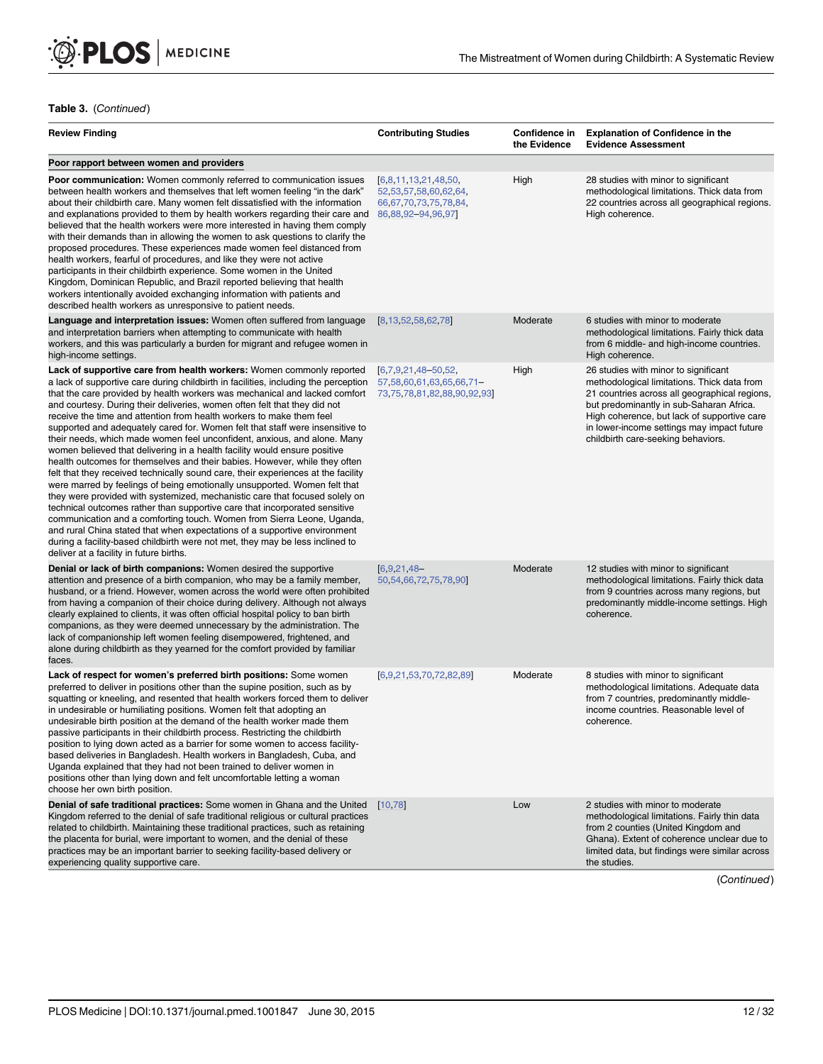**Table 3.** (*Continued*)

| Review Finding | Contributing Studies | Confidence in the Evidence | Explanation of Confidence in the Evidence Assessment |
|---|---|---|---|
| **Poor rapport between women and providers** | | | |
| **Poor communication:** Women commonly referred to communication issues between health workers and themselves that left women feeling "in the dark" about their childbirth care. Many women felt dissatisfied with the information and explanations provided to them by health workers regarding their care and believed that the health workers were more interested in having them comply with their demands than in allowing the women to ask questions to clarify the proposed procedures. These experiences made women feel distanced from health workers, fearful of procedures, and like they were not active participants in their childbirth experience. Some women in the United Kingdom, Dominican Republic, and Brazil reported believing that health workers intentionally avoided exchanging information with patients and described health workers as unresponsive to patient needs. | [6,8,11,13,21,48,50, 52,53,57,58,60,62,64, 66,67,70,73,75,78,84, 86,88,92–94,96,97] | High | 28 studies with minor to significant methodological limitations. Thick data from 22 countries across all geographical regions. High coherence. |
| **Language and interpretation issues:** Women often suffered from language and interpretation barriers when attempting to communicate with health workers, and this was particularly a burden for migrant and refugee women in high-income settings. | [8,13,52,58,62,78] | Moderate | 6 studies with minor to moderate methodological limitations. Fairly thick data from 6 middle- and high-income countries. High coherence. |
| **Lack of supportive care from health workers:** Women commonly reported a lack of supportive care during childbirth in facilities, including the perception that the care provided by health workers was mechanical and lacked comfort and courtesy. During their deliveries, women often felt that they did not receive the time and attention from health workers to make them feel supported and adequately cared for. Women felt that staff were insensitive to their needs, which made women feel unconfident, anxious, and alone. Many women believed that delivering in a health facility would ensure positive health outcomes for themselves and their babies. However, while they often felt that they received technically sound care, their experiences at the facility were marred by feelings of being emotionally unsupported. Women felt that they were provided with systemized, mechanistic care that focused solely on technical outcomes rather than supportive care that incorporated sensitive communication and a comforting touch. Women from Sierra Leone, Uganda, and rural China stated that when expectations of a supportive environment during a facility-based childbirth were not met, they may be less inclined to deliver at a facility in future births. | [6,7,9,21,48–50,52, 57,58,60,61,63,65,66,71– 73,75,78,81,82,88,90,92,93] | High | 26 studies with minor to significant methodological limitations. Thick data from 21 countries across all geographical regions, but predominantly in sub-Saharan Africa. High coherence, but lack of supportive care in lower-income settings may impact future childbirth care-seeking behaviors. |
| **Denial or lack of birth companions:** Women desired the supportive attention and presence of a birth companion, who may be a family member, husband, or a friend. However, women across the world were often prohibited from having a companion of their choice during delivery. Although not always clearly explained to clients, it was often official hospital policy to ban birth companions, as they were deemed unnecessary by the administration. The lack of companionship left women feeling disempowered, frightened, and alone during childbirth as they yearned for the comfort provided by familiar faces. | [6,9,21,48– 50,54,66,72,75,78,90] | Moderate | 12 studies with minor to significant methodological limitations. Fairly thick data from 9 countries across many regions, but predominantly middle-income settings. High coherence. |
| **Lack of respect for women's preferred birth positions:** Some women preferred to deliver in positions other than the supine position, such as by squatting or kneeling, and resented that health workers forced them to deliver in undesirable or humiliating positions. Women felt that adopting an undesirable birth position at the demand of the health worker made them passive participants in their childbirth process. Restricting the childbirth position to lying down acted as a barrier for some women to access facility-based deliveries in Bangladesh. Health workers in Bangladesh, Cuba, and Uganda explained that they had not been trained to deliver women in positions other than lying down and felt uncomfortable letting a woman choose her own birth position. | [6,9,21,53,70,72,82,89] | Moderate | 8 studies with minor to significant methodological limitations. Adequate data from 7 countries, predominantly middle-income countries. Reasonable level of coherence. |
| **Denial of safe traditional practices:** Some women in Ghana and the United Kingdom referred to the denial of safe traditional religious or cultural practices related to childbirth. Maintaining these traditional practices, such as retaining the placenta for burial, were important to women, and the denial of these practices may be an important barrier to seeking facility-based delivery or experiencing quality supportive care. | [10,78] | Low | 2 studies with minor to moderate methodological limitations. Fairly thin data from 2 counties (United Kingdom and Ghana). Extent of coherence unclear due to limited data, but findings were similar across the studies. |

(*Continued*)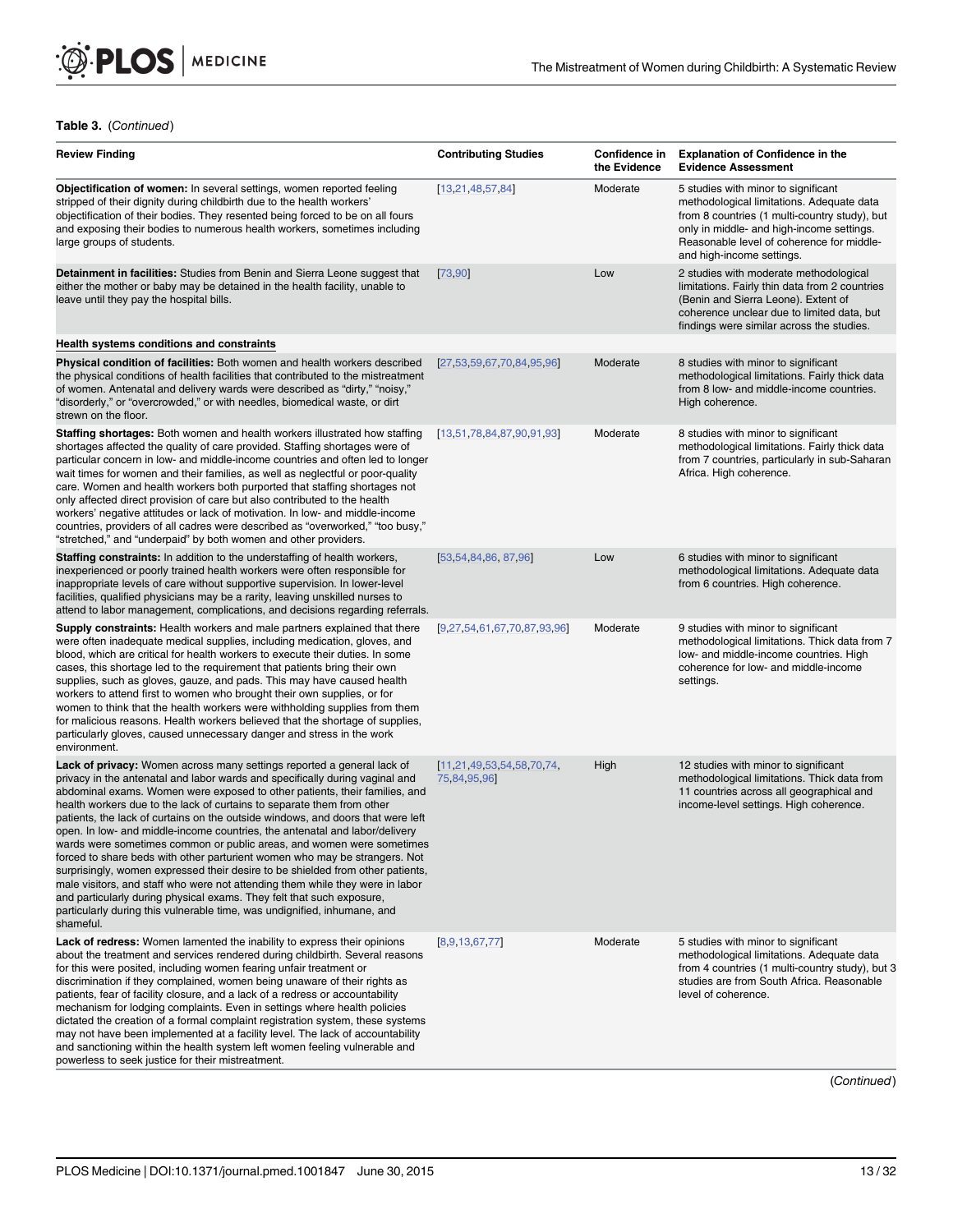**Table 3.** (*Continued*)

| Review Finding | Contributing Studies | Confidence in the Evidence | Explanation of Confidence in the Evidence Assessment |
|---|---|---|---|
| **Objectification of women:** In several settings, women reported feeling stripped of their dignity during childbirth due to the health workers' objectification of their bodies. They resented being forced to be on all fours and exposing their bodies to numerous health workers, sometimes including large groups of students. | [13,21,48,57,84] | Moderate | 5 studies with minor to significant methodological limitations. Adequate data from 8 countries (1 multi-country study), but only in middle- and high-income settings. Reasonable level of coherence for middle- and high-income settings. |
| **Detainment in facilities:** Studies from Benin and Sierra Leone suggest that either the mother or baby may be detained in the health facility, unable to leave until they pay the hospital bills. | [73,90] | Low | 2 studies with moderate methodological limitations. Fairly thin data from 2 countries (Benin and Sierra Leone). Extent of coherence unclear due to limited data, but findings were similar across the studies. |
| **Health systems conditions and constraints** | | | |
| **Physical condition of facilities:** Both women and health workers described the physical conditions of health facilities that contributed to the mistreatment of women. Antenatal and delivery wards were described as "dirty," "noisy," "disorderly," or "overcrowded," or with needles, biomedical waste, or dirt strewn on the floor. | [27,53,59,67,70,84,95,96] | Moderate | 8 studies with minor to significant methodological limitations. Fairly thick data from 8 low- and middle-income countries. High coherence. |
| **Staffing shortages:** Both women and health workers illustrated how staffing shortages affected the quality of care provided. Staffing shortages were of particular concern in low- and middle-income countries and often led to longer wait times for women and their families, as well as neglectful or poor-quality care. Women and health workers both purported that staffing shortages not only affected direct provision of care but also contributed to the health workers' negative attitudes or lack of motivation. In low- and middle-income countries, providers of all cadres were described as "overworked," "too busy," "stretched," and "underpaid" by both women and other providers. | [13,51,78,84,87,90,91,93] | Moderate | 8 studies with minor to significant methodological limitations. Fairly thick data from 7 countries, particularly in sub-Saharan Africa. High coherence. |
| **Staffing constraints:** In addition to the understaffing of health workers, inexperienced or poorly trained health workers were often responsible for inappropriate levels of care without supportive supervision. In lower-level facilities, qualified physicians may be a rarity, leaving unskilled nurses to attend to labor management, complications, and decisions regarding referrals. | [53,54,84,86, 87,96] | Low | 6 studies with minor to significant methodological limitations. Adequate data from 6 countries. High coherence. |
| **Supply constraints:** Health workers and male partners explained that there were often inadequate medical supplies, including medication, gloves, and blood, which are critical for health workers to execute their duties. In some cases, this shortage led to the requirement that patients bring their own supplies, such as gloves, gauze, and pads. This may have caused health workers to attend first to women who brought their own supplies, or for women to think that the health workers were withholding supplies from them for malicious reasons. Health workers believed that the shortage of supplies, particularly gloves, caused unnecessary danger and stress in the work environment. | [9,27,54,61,67,70,87,93,96] | Moderate | 9 studies with minor to significant methodological limitations. Thick data from 7 low- and middle-income countries. High coherence for low- and middle-income settings. |
| **Lack of privacy:** Women across many settings reported a general lack of privacy in the antenatal and labor wards and specifically during vaginal and abdominal exams. Women were exposed to other patients, their families, and health workers due to the lack of curtains to separate them from other patients, the lack of curtains on the outside windows, and doors that were left open. In low- and middle-income countries, the antenatal and labor/delivery wards were sometimes common or public areas, and women were sometimes forced to share beds with other parturient women who may be strangers. Not surprisingly, women expressed their desire to be shielded from other patients, male visitors, and staff who were not attending them while they were in labor and particularly during physical exams. They felt that such exposure, particularly during this vulnerable time, was undignified, inhumane, and shameful. | [11,21,49,53,54,58,70,74, 75,84,95,96] | High | 12 studies with minor to significant methodological limitations. Thick data from 11 countries across all geographical and income-level settings. High coherence. |
| **Lack of redress:** Women lamented the inability to express their opinions about the treatment and services rendered during childbirth. Several reasons for this were posited, including women fearing unfair treatment or discrimination if they complained, women being unaware of their rights as patients, fear of facility closure, and a lack of a redress or accountability mechanism for lodging complaints. Even in settings where health policies dictated the creation of a formal complaint registration system, these systems may not have been implemented at a facility level. The lack of accountability and sanctioning within the health system left women feeling vulnerable and powerless to seek justice for their mistreatment. | [8,9,13,67,77] | Moderate | 5 studies with minor to significant methodological limitations. Adequate data from 4 countries (1 multi-country study), but 3 studies are from South Africa. Reasonable level of coherence. |

(*Continued*)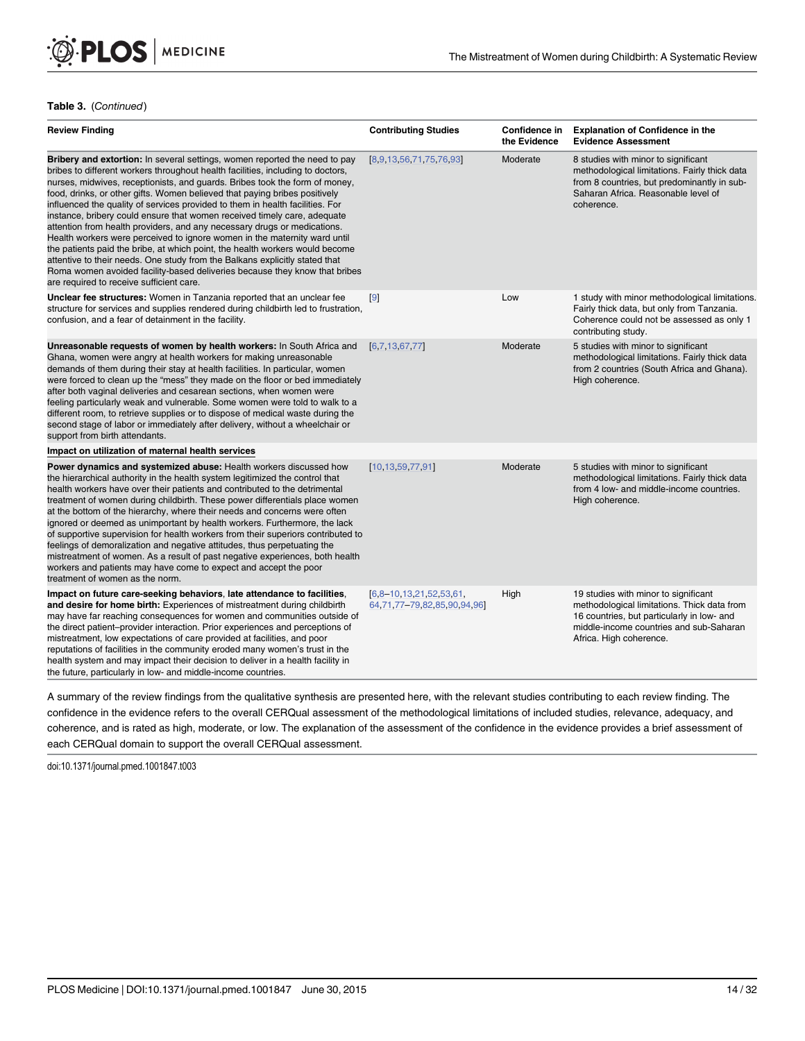**Table 3.** (*Continued*)

| Review Finding | Contributing Studies | Confidence in the Evidence | Explanation of Confidence in the Evidence Assessment |
|---|---|---|---|
| **Bribery and extortion:** In several settings, women reported the need to pay bribes to different workers throughout health facilities, including to doctors, nurses, midwives, receptionists, and guards. Bribes took the form of money, food, drinks, or other gifts. Women believed that paying bribes positively influenced the quality of services provided to them in health facilities. For instance, bribery could ensure that women received timely care, adequate attention from health providers, and any necessary drugs or medications. Health workers were perceived to ignore women in the maternity ward until the patients paid the bribe, at which point, the health workers would become attentive to their needs. One study from the Balkans explicitly stated that Roma women avoided facility-based deliveries because they know that bribes are required to receive sufficient care. | [8,9,13,56,71,75,76,93] | Moderate | 8 studies with minor to significant methodological limitations. Fairly thick data from 8 countries, but predominantly in sub-Saharan Africa. Reasonable level of coherence. |
| **Unclear fee structures:** Women in Tanzania reported that an unclear fee structure for services and supplies rendered during childbirth led to frustration, confusion, and a fear of detainment in the facility. | [9] | Low | 1 study with minor methodological limitations. Fairly thick data, but only from Tanzania. Coherence could not be assessed as only 1 contributing study. |
| **Unreasonable requests of women by health workers:** In South Africa and Ghana, women were angry at health workers for making unreasonable demands of them during their stay at health facilities. In particular, women were forced to clean up the "mess" they made on the floor or bed immediately after both vaginal deliveries and cesarean sections, when women were feeling particularly weak and vulnerable. Some women were told to walk to a different room, to retrieve supplies or to dispose of medical waste during the second stage of labor or immediately after delivery, without a wheelchair or support from birth attendants. | [6,7,13,67,77] | Moderate | 5 studies with minor to significant methodological limitations. Fairly thick data from 2 countries (South Africa and Ghana). High coherence. |
| **Impact on utilization of maternal health services** | | | |
| **Power dynamics and systemized abuse:** Health workers discussed how the hierarchical authority in the health system legitimized the control that health workers have over their patients and contributed to the detrimental treatment of women during childbirth. These power differentials place women at the bottom of the hierarchy, where their needs and concerns were often ignored or deemed as unimportant by health workers. Furthermore, the lack of supportive supervision for health workers from their superiors contributed to feelings of demoralization and negative attitudes, thus perpetuating the mistreatment of women. As a result of past negative experiences, both health workers and patients may have come to expect and accept the poor treatment of women as the norm. | [10,13,59,77,91] | Moderate | 5 studies with minor to significant methodological limitations. Fairly thick data from 4 low- and middle-income countries. High coherence. |
| **Impact on future care-seeking behaviors, late attendance to facilities, and desire for home birth:** Experiences of mistreatment during childbirth may have far reaching consequences for women and communities outside of the direct patient–provider interaction. Prior experiences and perceptions of mistreatment, low expectations of care provided at facilities, and poor reputations of facilities in the community eroded many women's trust in the health system and may impact their decision to deliver in a health facility in the future, particularly in low- and middle-income countries. | [6,8–10,13,21,52,53,61,64,71,77–79,82,85,90,94,96] | High | 19 studies with minor to significant methodological limitations. Thick data from 16 countries, but particularly in low- and middle-income countries and sub-Saharan Africa. High coherence. |

A summary of the review findings from the qualitative synthesis are presented here, with the relevant studies contributing to each review finding. The confidence in the evidence refers to the overall CERQual assessment of the methodological limitations of included studies, relevance, adequacy, and coherence, and is rated as high, moderate, or low. The explanation of the assessment of the confidence in the evidence provides a brief assessment of each CERQual domain to support the overall CERQual assessment.

doi:10.1371/journal.pmed.1001847.t003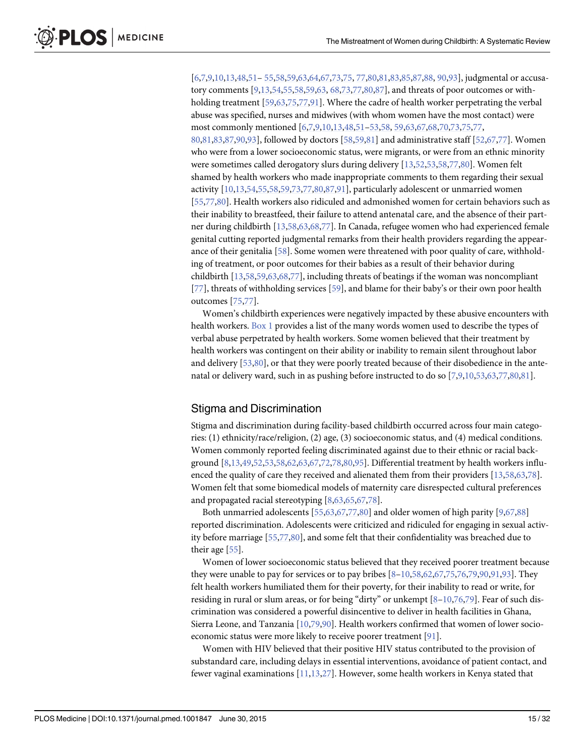[6,7,9,10,13,48,51– 55,58,59,63,64,67,73,75, 77,80,81,83,85,87,88, 90,93], judgmental or accusatory comments [9,13,54,55,58,59,63, 68,73,77,80,87], and threats of poor outcomes or withholding treatment [59,63,75,77,91]. Where the cadre of health worker perpetrating the verbal abuse was specified, nurses and midwives (with whom women have the most contact) were most commonly mentioned [6,7,9,10,13,48,51–53,58, 59,63,67,68,70,73,75,77, 80,81,83,87,90,93], followed by doctors [58,59,81] and administrative staff [52,67,77]. Women who were from a lower socioeconomic status, were migrants, or were from an ethnic minority were sometimes called derogatory slurs during delivery [13,52,53,58,77,80]. Women felt shamed by health workers who made inappropriate comments to them regarding their sexual activity [10,13,54,55,58,59,73,77,80,87,91], particularly adolescent or unmarried women [55,77,80]. Health workers also ridiculed and admonished women for certain behaviors such as their inability to breastfeed, their failure to attend antenatal care, and the absence of their partner during childbirth [13,58,63,68,77]. In Canada, refugee women who had experienced female genital cutting reported judgmental remarks from their health providers regarding the appearance of their genitalia [58]. Some women were threatened with poor quality of care, withholding of treatment, or poor outcomes for their babies as a result of their behavior during childbirth [13,58,59,63,68,77], including threats of beatings if the woman was noncompliant [77], threats of withholding services [59], and blame for their baby's or their own poor health outcomes [75,77].

Women's childbirth experiences were negatively impacted by these abusive encounters with health workers. Box 1 provides a list of the many words women used to describe the types of verbal abuse perpetrated by health workers. Some women believed that their treatment by health workers was contingent on their ability or inability to remain silent throughout labor and delivery [53,80], or that they were poorly treated because of their disobedience in the antenatal or delivery ward, such in as pushing before instructed to do so [7,9,10,53,63,77,80,81].

## Stigma and Discrimination

Stigma and discrimination during facility-based childbirth occurred across four main categories: (1) ethnicity/race/religion, (2) age, (3) socioeconomic status, and (4) medical conditions. Women commonly reported feeling discriminated against due to their ethnic or racial background [8,13,49,52,53,58,62,63,67,72,78,80,95]. Differential treatment by health workers influenced the quality of care they received and alienated them from their providers [13,58,63,78]. Women felt that some biomedical models of maternity care disrespected cultural preferences and propagated racial stereotyping [8,63,65,67,78].

Both unmarried adolescents [55,63,67,77,80] and older women of high parity [9,67,88] reported discrimination. Adolescents were criticized and ridiculed for engaging in sexual activity before marriage [55,77,80], and some felt that their confidentiality was breached due to their age [55].

Women of lower socioeconomic status believed that they received poorer treatment because they were unable to pay for services or to pay bribes [8–10,58,62,67,75,76,79,90,91,93]. They felt health workers humiliated them for their poverty, for their inability to read or write, for residing in rural or slum areas, or for being "dirty" or unkempt [8–10,76,79]. Fear of such discrimination was considered a powerful disincentive to deliver in health facilities in Ghana, Sierra Leone, and Tanzania [10,79,90]. Health workers confirmed that women of lower socioeconomic status were more likely to receive poorer treatment [91].

Women with HIV believed that their positive HIV status contributed to the provision of substandard care, including delays in essential interventions, avoidance of patient contact, and fewer vaginal examinations [11,13,27]. However, some health workers in Kenya stated that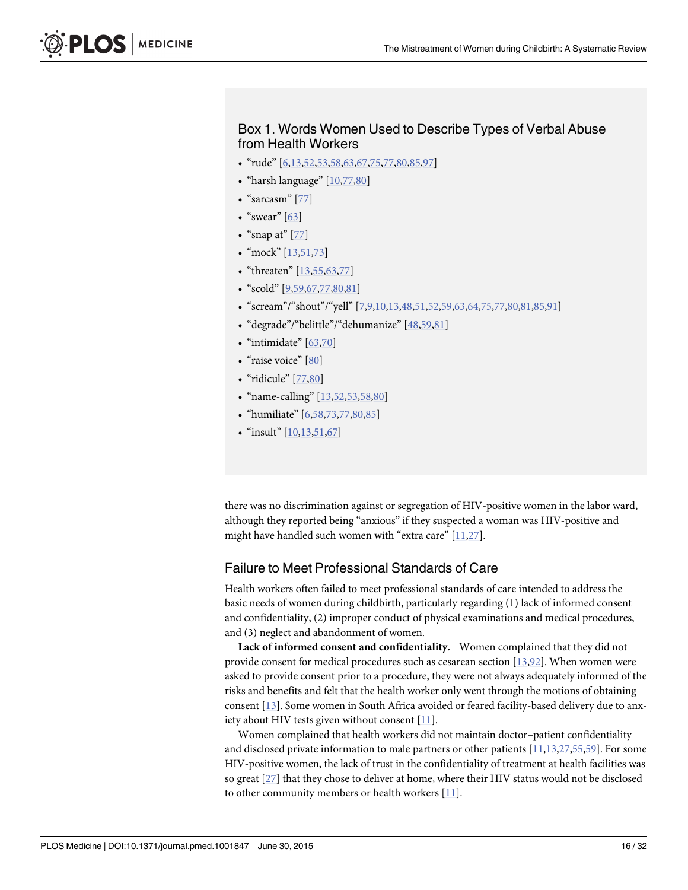### Box 1. Words Women Used to Describe Types of Verbal Abuse from Health Workers

- "rude" [6,13,52,53,58,63,67,75,77,80,85,97]
- "harsh language" [10,77,80]
- "sarcasm" [77]
- "swear" [63]
- "snap at" [77]
- "mock" [13,51,73]
- "threaten" [13,55,63,77]
- "scold" [9,59,67,77,80,81]
- "scream"/"shout"/"yell" [7,9,10,13,48,51,52,59,63,64,75,77,80,81,85,91]
- "degrade"/"belittle"/"dehumanize" [48,59,81]
- "intimidate" [63,70]
- "raise voice" [80]
- "ridicule" [77,80]
- "name-calling" [13,52,53,58,80]
- "humiliate" [6,58,73,77,80,85]
- "insult" [10,13,51,67]

there was no discrimination against or segregation of HIV-positive women in the labor ward, although they reported being "anxious" if they suspected a woman was HIV-positive and might have handled such women with "extra care" [11,27].

## Failure to Meet Professional Standards of Care

Health workers often failed to meet professional standards of care intended to address the basic needs of women during childbirth, particularly regarding (1) lack of informed consent and confidentiality, (2) improper conduct of physical examinations and medical procedures, and (3) neglect and abandonment of women.

**Lack of informed consent and confidentiality.** Women complained that they did not provide consent for medical procedures such as cesarean section [13,92]. When women were asked to provide consent prior to a procedure, they were not always adequately informed of the risks and benefits and felt that the health worker only went through the motions of obtaining consent [13]. Some women in South Africa avoided or feared facility-based delivery due to anxiety about HIV tests given without consent [11].

Women complained that health workers did not maintain doctor–patient confidentiality and disclosed private information to male partners or other patients [11,13,27,55,59]. For some HIV-positive women, the lack of trust in the confidentiality of treatment at health facilities was so great [27] that they chose to deliver at home, where their HIV status would not be disclosed to other community members or health workers [11].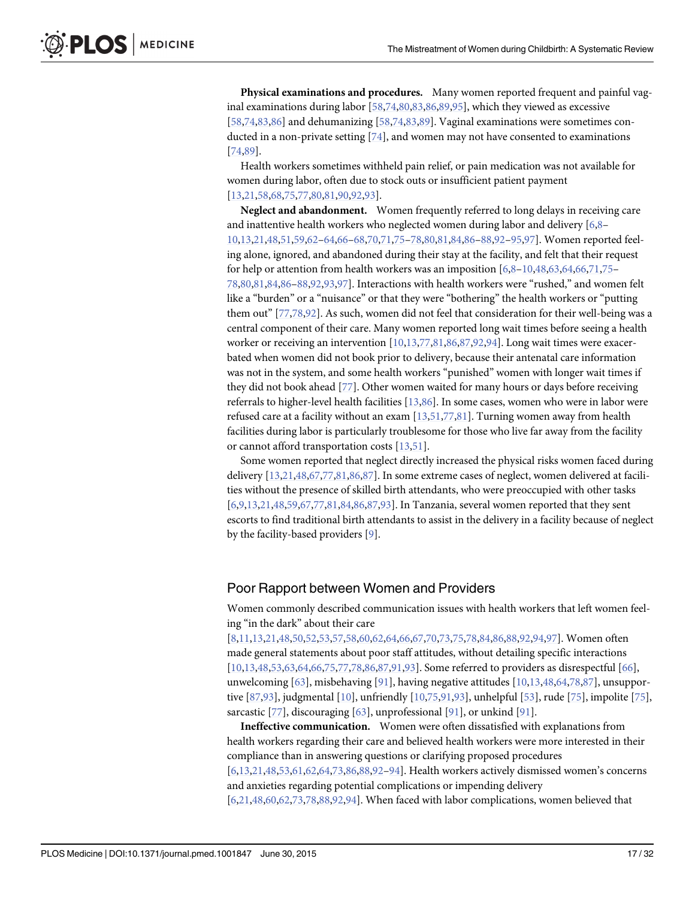**Physical examinations and procedures.** Many women reported frequent and painful vaginal examinations during labor [58,74,80,83,86,89,95], which they viewed as excessive [58,74,83,86] and dehumanizing [58,74,83,89]. Vaginal examinations were sometimes conducted in a non-private setting [74], and women may not have consented to examinations [74,89].

Health workers sometimes withheld pain relief, or pain medication was not available for women during labor, often due to stock outs or insufficient patient payment [13,21,58,68,75,77,80,81,90,92,93].

**Neglect and abandonment.** Women frequently referred to long delays in receiving care and inattentive health workers who neglected women during labor and delivery [6,8–10,13,21,48,51,59,62–64,66–68,70,71,75–78,80,81,84,86–88,92–95,97]. Women reported feeling alone, ignored, and abandoned during their stay at the facility, and felt that their request for help or attention from health workers was an imposition [6,8–10,48,63,64,66,71,75–78,80,81,84,86–88,92,93,97]. Interactions with health workers were "rushed," and women felt like a "burden" or a "nuisance" or that they were "bothering" the health workers or "putting them out" [77,78,92]. As such, women did not feel that consideration for their well-being was a central component of their care. Many women reported long wait times before seeing a health worker or receiving an intervention [10,13,77,81,86,87,92,94]. Long wait times were exacerbated when women did not book prior to delivery, because their antenatal care information was not in the system, and some health workers "punished" women with longer wait times if they did not book ahead [77]. Other women waited for many hours or days before receiving referrals to higher-level health facilities [13,86]. In some cases, women who were in labor were refused care at a facility without an exam [13,51,77,81]. Turning women away from health facilities during labor is particularly troublesome for those who live far away from the facility or cannot afford transportation costs [13,51].

Some women reported that neglect directly increased the physical risks women faced during delivery [13,21,48,67,77,81,86,87]. In some extreme cases of neglect, women delivered at facilities without the presence of skilled birth attendants, who were preoccupied with other tasks [6,9,13,21,48,59,67,77,81,84,86,87,93]. In Tanzania, several women reported that they sent escorts to find traditional birth attendants to assist in the delivery in a facility because of neglect by the facility-based providers [9].

## Poor Rapport between Women and Providers

Women commonly described communication issues with health workers that left women feeling "in the dark" about their care [8,11,13,21,48,50,52,53,57,58,60,62,64,66,67,70,73,75,78,84,86,88,92,94,97]. Women often made general statements about poor staff attitudes, without detailing specific interactions [10,13,48,53,63,64,66,75,77,78,86,87,91,93]. Some referred to providers as disrespectful [66], unwelcoming [63], misbehaving [91], having negative attitudes [10,13,48,64,78,87], unsupportive [87,93], judgmental [10], unfriendly [10,75,91,93], unhelpful [53], rude [75], impolite [75], sarcastic [77], discouraging [63], unprofessional [91], or unkind [91].

**Ineffective communication.** Women were often dissatisfied with explanations from health workers regarding their care and believed health workers were more interested in their compliance than in answering questions or clarifying proposed procedures [6,13,21,48,53,61,62,64,73,86,88,92–94]. Health workers actively dismissed women's concerns and anxieties regarding potential complications or impending delivery [6,21,48,60,62,73,78,88,92,94]. When faced with labor complications, women believed that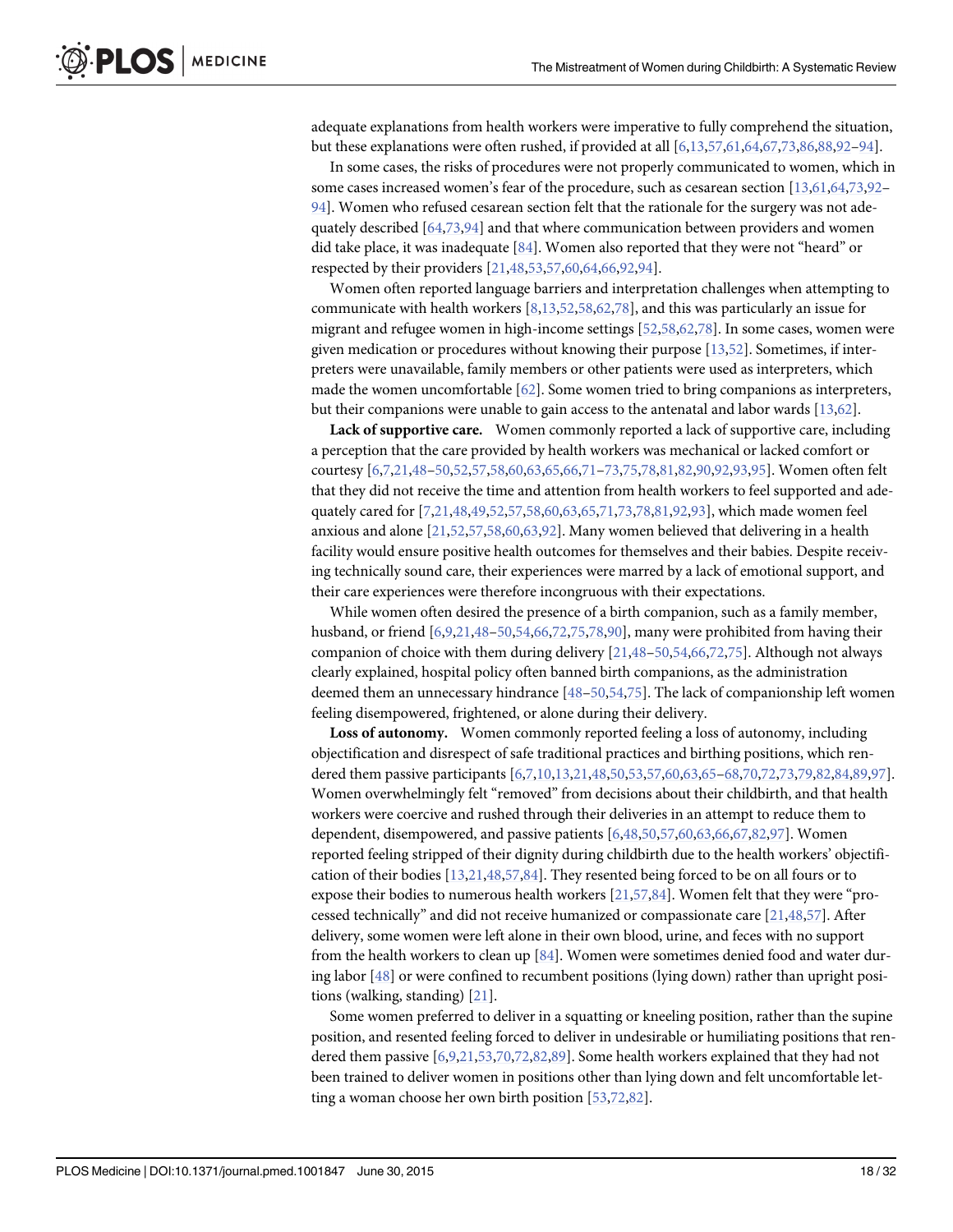adequate explanations from health workers were imperative to fully comprehend the situation, but these explanations were often rushed, if provided at all [6,13,57,61,64,67,73,86,88,92–94].

In some cases, the risks of procedures were not properly communicated to women, which in some cases increased women's fear of the procedure, such as cesarean section [13,61,64,73,92–94]. Women who refused cesarean section felt that the rationale for the surgery was not adequately described [64,73,94] and that where communication between providers and women did take place, it was inadequate [84]. Women also reported that they were not "heard" or respected by their providers [21,48,53,57,60,64,66,92,94].

Women often reported language barriers and interpretation challenges when attempting to communicate with health workers [8,13,52,58,62,78], and this was particularly an issue for migrant and refugee women in high-income settings [52,58,62,78]. In some cases, women were given medication or procedures without knowing their purpose [13,52]. Sometimes, if interpreters were unavailable, family members or other patients were used as interpreters, which made the women uncomfortable [62]. Some women tried to bring companions as interpreters, but their companions were unable to gain access to the antenatal and labor wards [13,62].

**Lack of supportive care.** Women commonly reported a lack of supportive care, including a perception that the care provided by health workers was mechanical or lacked comfort or courtesy [6,7,21,48–50,52,57,58,60,63,65,66,71–73,75,78,81,82,90,92,93,95]. Women often felt that they did not receive the time and attention from health workers to feel supported and adequately cared for [7,21,48,49,52,57,58,60,63,65,71,73,78,81,92,93], which made women feel anxious and alone [21,52,57,58,60,63,92]. Many women believed that delivering in a health facility would ensure positive health outcomes for themselves and their babies. Despite receiving technically sound care, their experiences were marred by a lack of emotional support, and their care experiences were therefore incongruous with their expectations.

While women often desired the presence of a birth companion, such as a family member, husband, or friend [6,9,21,48–50,54,66,72,75,78,90], many were prohibited from having their companion of choice with them during delivery [21,48–50,54,66,72,75]. Although not always clearly explained, hospital policy often banned birth companions, as the administration deemed them an unnecessary hindrance [48–50,54,75]. The lack of companionship left women feeling disempowered, frightened, or alone during their delivery.

**Loss of autonomy.** Women commonly reported feeling a loss of autonomy, including objectification and disrespect of safe traditional practices and birthing positions, which rendered them passive participants [6,7,10,13,21,48,50,53,57,60,63,65–68,70,72,73,79,82,84,89,97]. Women overwhelmingly felt "removed" from decisions about their childbirth, and that health workers were coercive and rushed through their deliveries in an attempt to reduce them to dependent, disempowered, and passive patients [6,48,50,57,60,63,66,67,82,97]. Women reported feeling stripped of their dignity during childbirth due to the health workers' objectification of their bodies [13,21,48,57,84]. They resented being forced to be on all fours or to expose their bodies to numerous health workers [21,57,84]. Women felt that they were "processed technically" and did not receive humanized or compassionate care [21,48,57]. After delivery, some women were left alone in their own blood, urine, and feces with no support from the health workers to clean up [84]. Women were sometimes denied food and water during labor [48] or were confined to recumbent positions (lying down) rather than upright positions (walking, standing) [21].

Some women preferred to deliver in a squatting or kneeling position, rather than the supine position, and resented feeling forced to deliver in undesirable or humiliating positions that rendered them passive [6,9,21,53,70,72,82,89]. Some health workers explained that they had not been trained to deliver women in positions other than lying down and felt uncomfortable letting a woman choose her own birth position [53,72,82].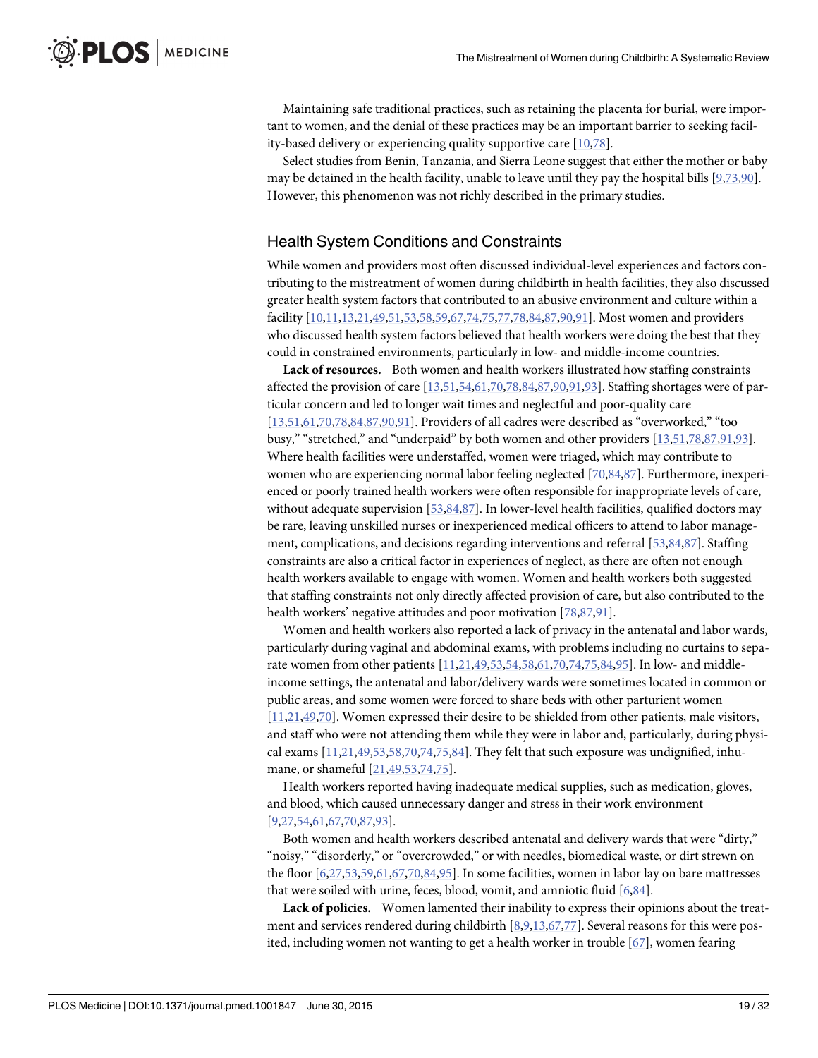Maintaining safe traditional practices, such as retaining the placenta for burial, were important to women, and the denial of these practices may be an important barrier to seeking facility-based delivery or experiencing quality supportive care [10,78].

Select studies from Benin, Tanzania, and Sierra Leone suggest that either the mother or baby may be detained in the health facility, unable to leave until they pay the hospital bills [9,73,90]. However, this phenomenon was not richly described in the primary studies.

## Health System Conditions and Constraints

While women and providers most often discussed individual-level experiences and factors contributing to the mistreatment of women during childbirth in health facilities, they also discussed greater health system factors that contributed to an abusive environment and culture within a facility [10,11,13,21,49,51,53,58,59,67,74,75,77,78,84,87,90,91]. Most women and providers who discussed health system factors believed that health workers were doing the best that they could in constrained environments, particularly in low- and middle-income countries.

**Lack of resources.** Both women and health workers illustrated how staffing constraints affected the provision of care [13,51,54,61,70,78,84,87,90,91,93]. Staffing shortages were of particular concern and led to longer wait times and neglectful and poor-quality care [13,51,61,70,78,84,87,90,91]. Providers of all cadres were described as "overworked," "too busy," "stretched," and "underpaid" by both women and other providers [13,51,78,87,91,93]. Where health facilities were understaffed, women were triaged, which may contribute to women who are experiencing normal labor feeling neglected [70,84,87]. Furthermore, inexperienced or poorly trained health workers were often responsible for inappropriate levels of care, without adequate supervision [53,84,87]. In lower-level health facilities, qualified doctors may be rare, leaving unskilled nurses or inexperienced medical officers to attend to labor management, complications, and decisions regarding interventions and referral [53,84,87]. Staffing constraints are also a critical factor in experiences of neglect, as there are often not enough health workers available to engage with women. Women and health workers both suggested that staffing constraints not only directly affected provision of care, but also contributed to the health workers' negative attitudes and poor motivation [78,87,91].

Women and health workers also reported a lack of privacy in the antenatal and labor wards, particularly during vaginal and abdominal exams, with problems including no curtains to separate women from other patients [11,21,49,53,54,58,61,70,74,75,84,95]. In low- and middle-income settings, the antenatal and labor/delivery wards were sometimes located in common or public areas, and some women were forced to share beds with other parturient women [11,21,49,70]. Women expressed their desire to be shielded from other patients, male visitors, and staff who were not attending them while they were in labor and, particularly, during physical exams [11,21,49,53,58,70,74,75,84]. They felt that such exposure was undignified, inhumane, or shameful [21,49,53,74,75].

Health workers reported having inadequate medical supplies, such as medication, gloves, and blood, which caused unnecessary danger and stress in their work environment [9,27,54,61,67,70,87,93].

Both women and health workers described antenatal and delivery wards that were "dirty," "noisy," "disorderly," or "overcrowded," or with needles, biomedical waste, or dirt strewn on the floor [6,27,53,59,61,67,70,84,95]. In some facilities, women in labor lay on bare mattresses that were soiled with urine, feces, blood, vomit, and amniotic fluid [6,84].

**Lack of policies.** Women lamented their inability to express their opinions about the treatment and services rendered during childbirth [8,9,13,67,77]. Several reasons for this were posited, including women not wanting to get a health worker in trouble [67], women fearing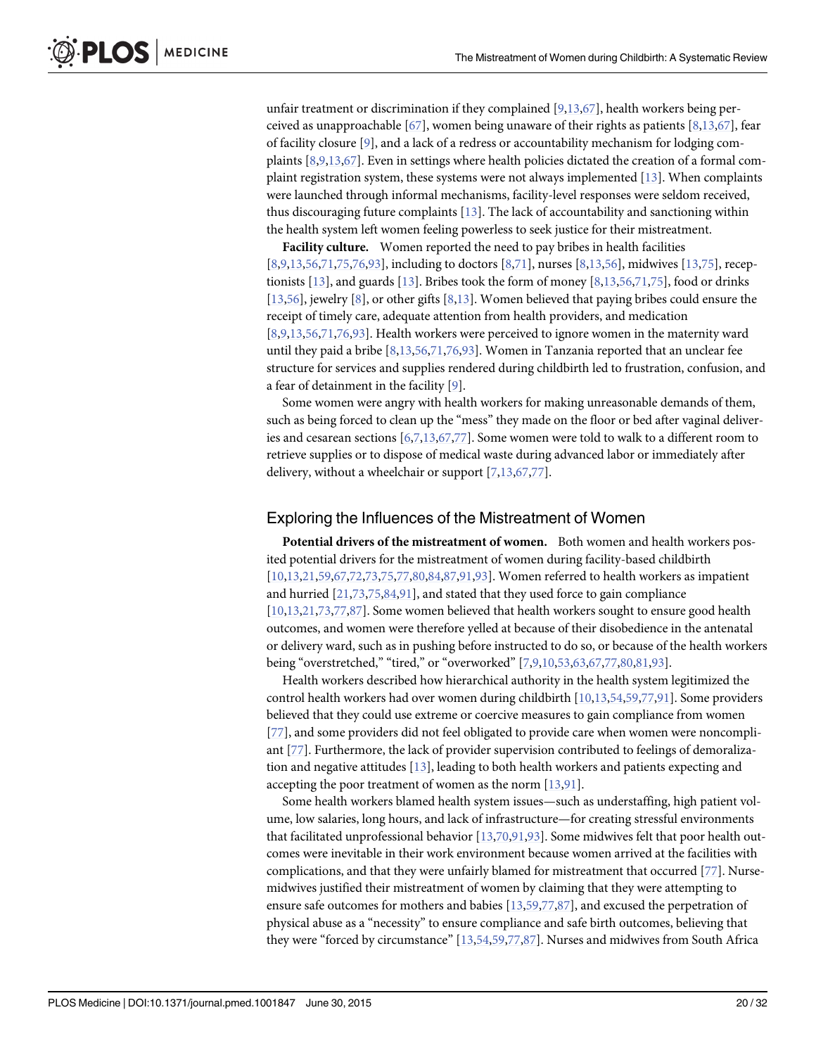unfair treatment or discrimination if they complained [9,13,67], health workers being perceived as unapproachable [67], women being unaware of their rights as patients [8,13,67], fear of facility closure [9], and a lack of a redress or accountability mechanism for lodging complaints [8,9,13,67]. Even in settings where health policies dictated the creation of a formal complaint registration system, these systems were not always implemented [13]. When complaints were launched through informal mechanisms, facility-level responses were seldom received, thus discouraging future complaints [13]. The lack of accountability and sanctioning within the health system left women feeling powerless to seek justice for their mistreatment.

**Facility culture.** Women reported the need to pay bribes in health facilities [8,9,13,56,71,75,76,93], including to doctors [8,71], nurses [8,13,56], midwives [13,75], receptionists [13], and guards [13]. Bribes took the form of money [8,13,56,71,75], food or drinks [13,56], jewelry [8], or other gifts [8,13]. Women believed that paying bribes could ensure the receipt of timely care, adequate attention from health providers, and medication [8,9,13,56,71,76,93]. Health workers were perceived to ignore women in the maternity ward until they paid a bribe [8,13,56,71,76,93]. Women in Tanzania reported that an unclear fee structure for services and supplies rendered during childbirth led to frustration, confusion, and a fear of detainment in the facility [9].

Some women were angry with health workers for making unreasonable demands of them, such as being forced to clean up the "mess" they made on the floor or bed after vaginal deliveries and cesarean sections [6,7,13,67,77]. Some women were told to walk to a different room to retrieve supplies or to dispose of medical waste during advanced labor or immediately after delivery, without a wheelchair or support [7,13,67,77].

## Exploring the Influences of the Mistreatment of Women

**Potential drivers of the mistreatment of women.** Both women and health workers posited potential drivers for the mistreatment of women during facility-based childbirth [10,13,21,59,67,72,73,75,77,80,84,87,91,93]. Women referred to health workers as impatient and hurried [21,73,75,84,91], and stated that they used force to gain compliance [10,13,21,73,77,87]. Some women believed that health workers sought to ensure good health outcomes, and women were therefore yelled at because of their disobedience in the antenatal or delivery ward, such as in pushing before instructed to do so, or because of the health workers being "overstretched," "tired," or "overworked" [7,9,10,53,63,67,77,80,81,93].

Health workers described how hierarchical authority in the health system legitimized the control health workers had over women during childbirth [10,13,54,59,77,91]. Some providers believed that they could use extreme or coercive measures to gain compliance from women [77], and some providers did not feel obligated to provide care when women were noncompliant [77]. Furthermore, the lack of provider supervision contributed to feelings of demoralization and negative attitudes [13], leading to both health workers and patients expecting and accepting the poor treatment of women as the norm [13,91].

Some health workers blamed health system issues—such as understaffing, high patient volume, low salaries, long hours, and lack of infrastructure—for creating stressful environments that facilitated unprofessional behavior [13,70,91,93]. Some midwives felt that poor health outcomes were inevitable in their work environment because women arrived at the facilities with complications, and that they were unfairly blamed for mistreatment that occurred [77]. Nurse-midwives justified their mistreatment of women by claiming that they were attempting to ensure safe outcomes for mothers and babies [13,59,77,87], and excused the perpetration of physical abuse as a "necessity" to ensure compliance and safe birth outcomes, believing that they were "forced by circumstance" [13,54,59,77,87]. Nurses and midwives from South Africa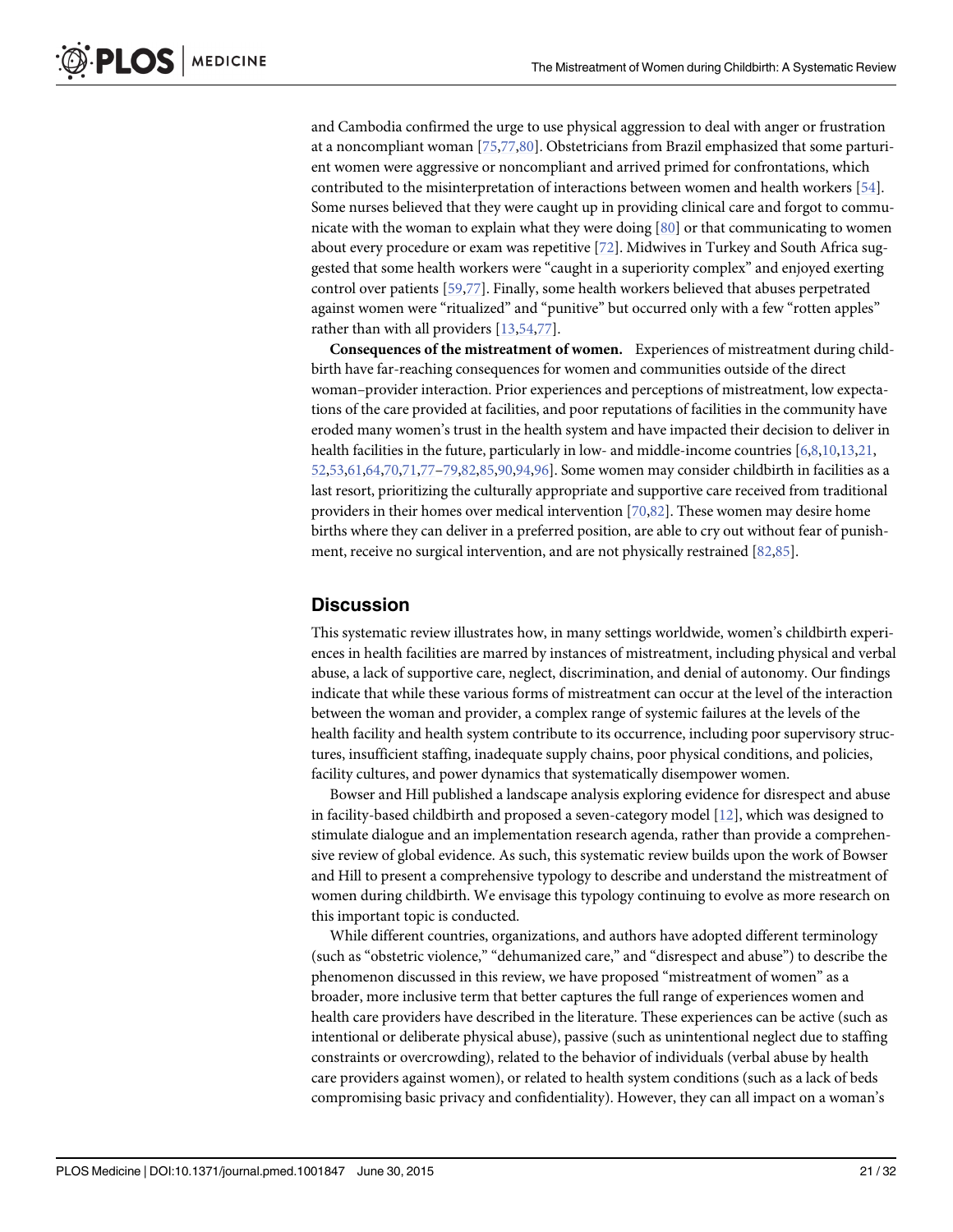and Cambodia confirmed the urge to use physical aggression to deal with anger or frustration at a noncompliant woman [75,77,80]. Obstetricians from Brazil emphasized that some parturient women were aggressive or noncompliant and arrived primed for confrontations, which contributed to the misinterpretation of interactions between women and health workers [54]. Some nurses believed that they were caught up in providing clinical care and forgot to communicate with the woman to explain what they were doing [80] or that communicating to women about every procedure or exam was repetitive [72]. Midwives in Turkey and South Africa suggested that some health workers were "caught in a superiority complex" and enjoyed exerting control over patients [59,77]. Finally, some health workers believed that abuses perpetrated against women were "ritualized" and "punitive" but occurred only with a few "rotten apples" rather than with all providers [13,54,77].

**Consequences of the mistreatment of women.** Experiences of mistreatment during childbirth have far-reaching consequences for women and communities outside of the direct woman–provider interaction. Prior experiences and perceptions of mistreatment, low expectations of the care provided at facilities, and poor reputations of facilities in the community have eroded many women's trust in the health system and have impacted their decision to deliver in health facilities in the future, particularly in low- and middle-income countries [6,8,10,13,21,52,53,61,64,70,71,77–79,82,85,90,94,96]. Some women may consider childbirth in facilities as a last resort, prioritizing the culturally appropriate and supportive care received from traditional providers in their homes over medical intervention [70,82]. These women may desire home births where they can deliver in a preferred position, are able to cry out without fear of punishment, receive no surgical intervention, and are not physically restrained [82,85].

## Discussion

This systematic review illustrates how, in many settings worldwide, women's childbirth experiences in health facilities are marred by instances of mistreatment, including physical and verbal abuse, a lack of supportive care, neglect, discrimination, and denial of autonomy. Our findings indicate that while these various forms of mistreatment can occur at the level of the interaction between the woman and provider, a complex range of systemic failures at the levels of the health facility and health system contribute to its occurrence, including poor supervisory structures, insufficient staffing, inadequate supply chains, poor physical conditions, and policies, facility cultures, and power dynamics that systematically disempower women.

Bowser and Hill published a landscape analysis exploring evidence for disrespect and abuse in facility-based childbirth and proposed a seven-category model [12], which was designed to stimulate dialogue and an implementation research agenda, rather than provide a comprehensive review of global evidence. As such, this systematic review builds upon the work of Bowser and Hill to present a comprehensive typology to describe and understand the mistreatment of women during childbirth. We envisage this typology continuing to evolve as more research on this important topic is conducted.

While different countries, organizations, and authors have adopted different terminology (such as "obstetric violence," "dehumanized care," and "disrespect and abuse") to describe the phenomenon discussed in this review, we have proposed "mistreatment of women" as a broader, more inclusive term that better captures the full range of experiences women and health care providers have described in the literature. These experiences can be active (such as intentional or deliberate physical abuse), passive (such as unintentional neglect due to staffing constraints or overcrowding), related to the behavior of individuals (verbal abuse by health care providers against women), or related to health system conditions (such as a lack of beds compromising basic privacy and confidentiality). However, they can all impact on a woman's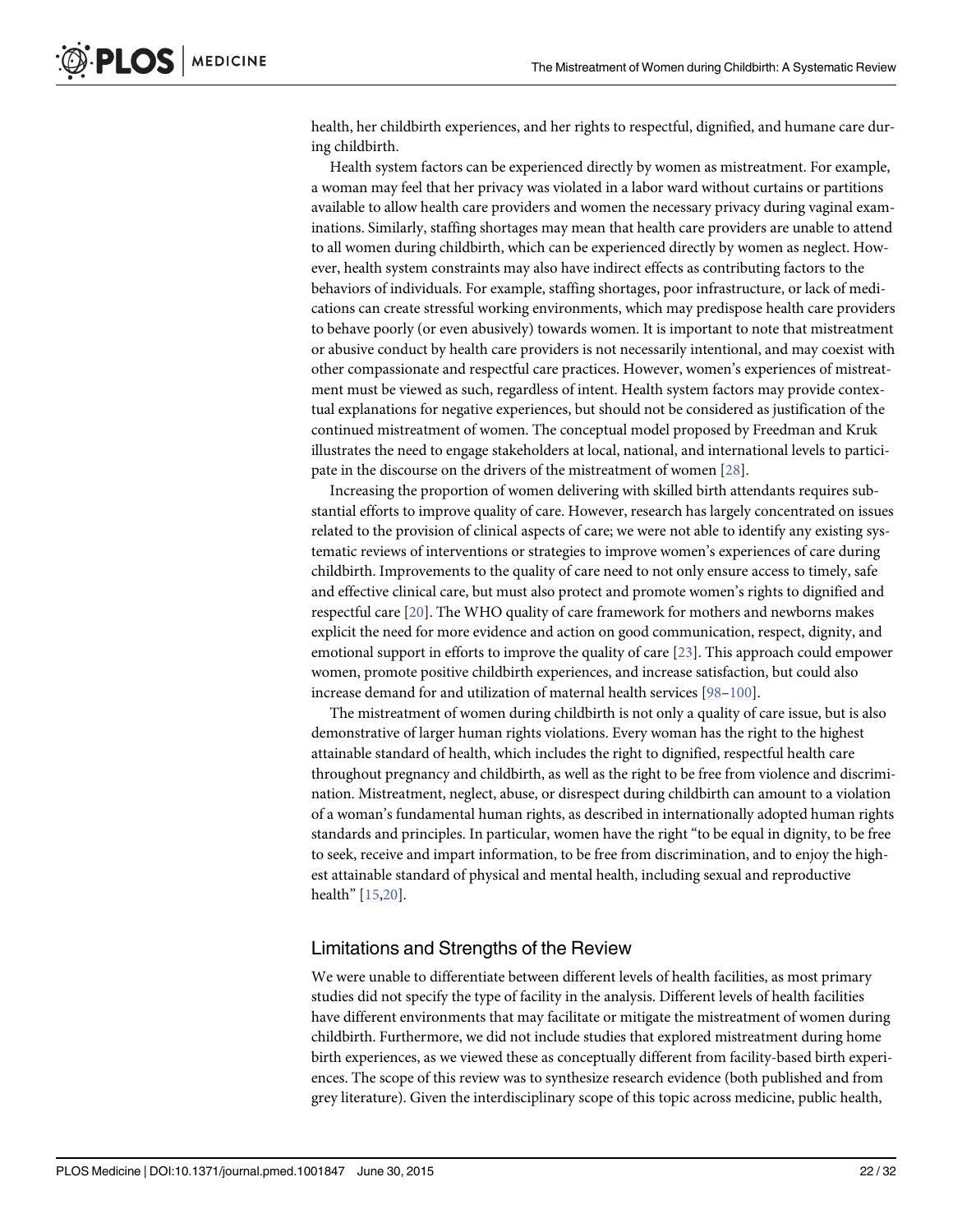health, her childbirth experiences, and her rights to respectful, dignified, and humane care during childbirth.

Health system factors can be experienced directly by women as mistreatment. For example, a woman may feel that her privacy was violated in a labor ward without curtains or partitions available to allow health care providers and women the necessary privacy during vaginal examinations. Similarly, staffing shortages may mean that health care providers are unable to attend to all women during childbirth, which can be experienced directly by women as neglect. However, health system constraints may also have indirect effects as contributing factors to the behaviors of individuals. For example, staffing shortages, poor infrastructure, or lack of medications can create stressful working environments, which may predispose health care providers to behave poorly (or even abusively) towards women. It is important to note that mistreatment or abusive conduct by health care providers is not necessarily intentional, and may coexist with other compassionate and respectful care practices. However, women's experiences of mistreatment must be viewed as such, regardless of intent. Health system factors may provide contextual explanations for negative experiences, but should not be considered as justification of the continued mistreatment of women. The conceptual model proposed by Freedman and Kruk illustrates the need to engage stakeholders at local, national, and international levels to participate in the discourse on the drivers of the mistreatment of women [28].

Increasing the proportion of women delivering with skilled birth attendants requires substantial efforts to improve quality of care. However, research has largely concentrated on issues related to the provision of clinical aspects of care; we were not able to identify any existing systematic reviews of interventions or strategies to improve women's experiences of care during childbirth. Improvements to the quality of care need to not only ensure access to timely, safe and effective clinical care, but must also protect and promote women's rights to dignified and respectful care [20]. The WHO quality of care framework for mothers and newborns makes explicit the need for more evidence and action on good communication, respect, dignity, and emotional support in efforts to improve the quality of care [23]. This approach could empower women, promote positive childbirth experiences, and increase satisfaction, but could also increase demand for and utilization of maternal health services [98–100].

The mistreatment of women during childbirth is not only a quality of care issue, but is also demonstrative of larger human rights violations. Every woman has the right to the highest attainable standard of health, which includes the right to dignified, respectful health care throughout pregnancy and childbirth, as well as the right to be free from violence and discrimination. Mistreatment, neglect, abuse, or disrespect during childbirth can amount to a violation of a woman's fundamental human rights, as described in internationally adopted human rights standards and principles. In particular, women have the right "to be equal in dignity, to be free to seek, receive and impart information, to be free from discrimination, and to enjoy the highest attainable standard of physical and mental health, including sexual and reproductive health" [15,20].

## Limitations and Strengths of the Review

We were unable to differentiate between different levels of health facilities, as most primary studies did not specify the type of facility in the analysis. Different levels of health facilities have different environments that may facilitate or mitigate the mistreatment of women during childbirth. Furthermore, we did not include studies that explored mistreatment during home birth experiences, as we viewed these as conceptually different from facility-based birth experiences. The scope of this review was to synthesize research evidence (both published and from grey literature). Given the interdisciplinary scope of this topic across medicine, public health,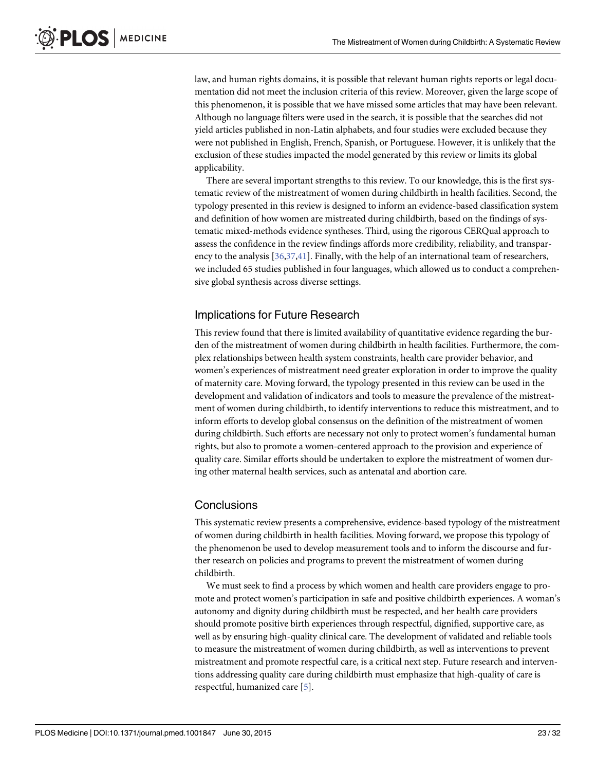law, and human rights domains, it is possible that relevant human rights reports or legal documentation did not meet the inclusion criteria of this review. Moreover, given the large scope of this phenomenon, it is possible that we have missed some articles that may have been relevant. Although no language filters were used in the search, it is possible that the searches did not yield articles published in non-Latin alphabets, and four studies were excluded because they were not published in English, French, Spanish, or Portuguese. However, it is unlikely that the exclusion of these studies impacted the model generated by this review or limits its global applicability.

There are several important strengths to this review. To our knowledge, this is the first systematic review of the mistreatment of women during childbirth in health facilities. Second, the typology presented in this review is designed to inform an evidence-based classification system and definition of how women are mistreated during childbirth, based on the findings of systematic mixed-methods evidence syntheses. Third, using the rigorous CERQual approach to assess the confidence in the review findings affords more credibility, reliability, and transparency to the analysis [36,37,41]. Finally, with the help of an international team of researchers, we included 65 studies published in four languages, which allowed us to conduct a comprehensive global synthesis across diverse settings.

## Implications for Future Research

This review found that there is limited availability of quantitative evidence regarding the burden of the mistreatment of women during childbirth in health facilities. Furthermore, the complex relationships between health system constraints, health care provider behavior, and women's experiences of mistreatment need greater exploration in order to improve the quality of maternity care. Moving forward, the typology presented in this review can be used in the development and validation of indicators and tools to measure the prevalence of the mistreatment of women during childbirth, to identify interventions to reduce this mistreatment, and to inform efforts to develop global consensus on the definition of the mistreatment of women during childbirth. Such efforts are necessary not only to protect women's fundamental human rights, but also to promote a women-centered approach to the provision and experience of quality care. Similar efforts should be undertaken to explore the mistreatment of women during other maternal health services, such as antenatal and abortion care.

## Conclusions

This systematic review presents a comprehensive, evidence-based typology of the mistreatment of women during childbirth in health facilities. Moving forward, we propose this typology of the phenomenon be used to develop measurement tools and to inform the discourse and further research on policies and programs to prevent the mistreatment of women during childbirth.

We must seek to find a process by which women and health care providers engage to promote and protect women's participation in safe and positive childbirth experiences. A woman's autonomy and dignity during childbirth must be respected, and her health care providers should promote positive birth experiences through respectful, dignified, supportive care, as well as by ensuring high-quality clinical care. The development of validated and reliable tools to measure the mistreatment of women during childbirth, as well as interventions to prevent mistreatment and promote respectful care, is a critical next step. Future research and interventions addressing quality care during childbirth must emphasize that high-quality of care is respectful, humanized care [5].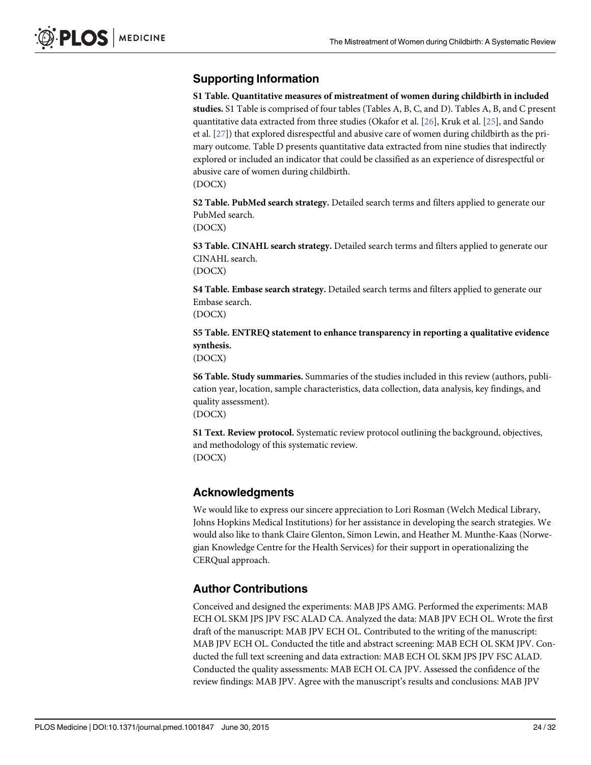## Supporting Information

**S1 Table. Quantitative measures of mistreatment of women during childbirth in included studies.** S1 Table is comprised of four tables (Tables A, B, C, and D). Tables A, B, and C present quantitative data extracted from three studies (Okafor et al. [26], Kruk et al. [25], and Sando et al. [27]) that explored disrespectful and abusive care of women during childbirth as the primary outcome. Table D presents quantitative data extracted from nine studies that indirectly explored or included an indicator that could be classified as an experience of disrespectful or abusive care of women during childbirth.
(DOCX)

**S2 Table. PubMed search strategy.** Detailed search terms and filters applied to generate our PubMed search.
(DOCX)

**S3 Table. CINAHL search strategy.** Detailed search terms and filters applied to generate our CINAHL search.
(DOCX)

**S4 Table. Embase search strategy.** Detailed search terms and filters applied to generate our Embase search.
(DOCX)

**S5 Table. ENTREQ statement to enhance transparency in reporting a qualitative evidence synthesis.**
(DOCX)

**S6 Table. Study summaries.** Summaries of the studies included in this review (authors, publication year, location, sample characteristics, data collection, data analysis, key findings, and quality assessment).
(DOCX)

**S1 Text. Review protocol.** Systematic review protocol outlining the background, objectives, and methodology of this systematic review.
(DOCX)

## Acknowledgments

We would like to express our sincere appreciation to Lori Rosman (Welch Medical Library, Johns Hopkins Medical Institutions) for her assistance in developing the search strategies. We would also like to thank Claire Glenton, Simon Lewin, and Heather M. Munthe-Kaas (Norwegian Knowledge Centre for the Health Services) for their support in operationalizing the CERQual approach.

## Author Contributions

Conceived and designed the experiments: MAB JPS AMG. Performed the experiments: MAB ECH OL SKM JPS JPV FSC ALAD CA. Analyzed the data: MAB JPV ECH OL. Wrote the first draft of the manuscript: MAB JPV ECH OL. Contributed to the writing of the manuscript: MAB JPV ECH OL. Conducted the title and abstract screening: MAB ECH OL SKM JPV. Conducted the full text screening and data extraction: MAB ECH OL SKM JPS JPV FSC ALAD. Conducted the quality assessments: MAB ECH OL CA JPV. Assessed the confidence of the review findings: MAB JPV. Agree with the manuscript's results and conclusions: MAB JPV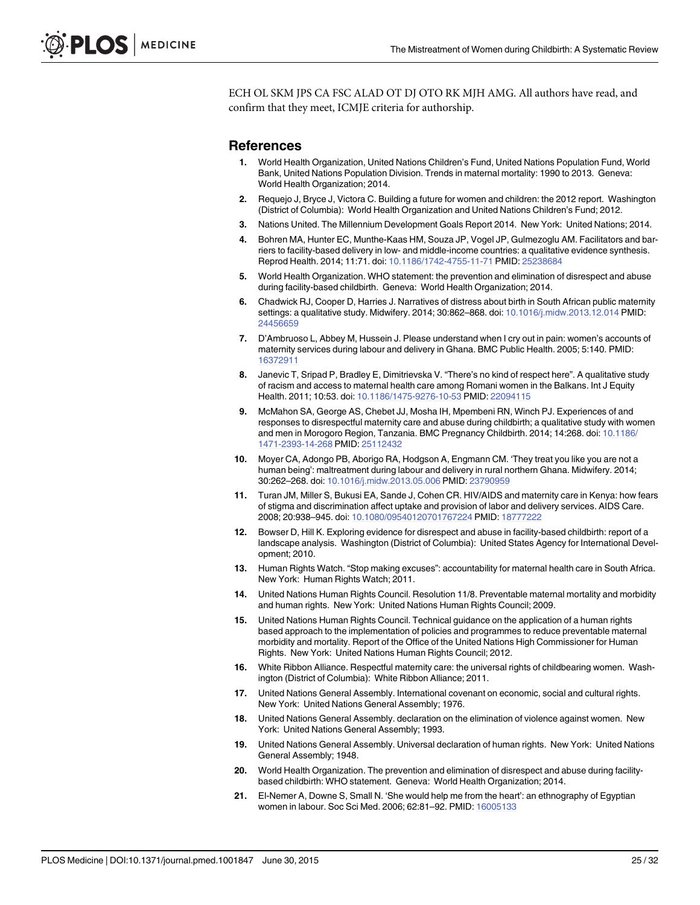ECH OL SKM JPS CA FSC ALAD OT DJ OTO RK MJH AMG. All authors have read, and confirm that they meet, ICMJE criteria for authorship.

## References

1. World Health Organization, United Nations Children's Fund, United Nations Population Fund, World Bank, United Nations Population Division. Trends in maternal mortality: 1990 to 2013. Geneva: World Health Organization; 2014.
2. Requejo J, Bryce J, Victora C. Building a future for women and children: the 2012 report. Washington (District of Columbia): World Health Organization and United Nations Children's Fund; 2012.
3. Nations United. The Millennium Development Goals Report 2014. New York: United Nations; 2014.
4. Bohren MA, Hunter EC, Munthe-Kaas HM, Souza JP, Vogel JP, Gulmezoglu AM. Facilitators and barriers to facility-based delivery in low- and middle-income countries: a qualitative evidence synthesis. Reprod Health. 2014; 11:71. doi: 10.1186/1742-4755-11-71 PMID: 25238684
5. World Health Organization. WHO statement: the prevention and elimination of disrespect and abuse during facility-based childbirth. Geneva: World Health Organization; 2014.
6. Chadwick RJ, Cooper D, Harries J. Narratives of distress about birth in South African public maternity settings: a qualitative study. Midwifery. 2014; 30:862–868. doi: 10.1016/j.midw.2013.12.014 PMID: 24456659
7. D'Ambruoso L, Abbey M, Hussein J. Please understand when I cry out in pain: women's accounts of maternity services during labour and delivery in Ghana. BMC Public Health. 2005; 5:140. PMID: 16372911
8. Janevic T, Sripad P, Bradley E, Dimitrievska V. "There's no kind of respect here". A qualitative study of racism and access to maternal health care among Romani women in the Balkans. Int J Equity Health. 2011; 10:53. doi: 10.1186/1475-9276-10-53 PMID: 22094115
9. McMahon SA, George AS, Chebet JJ, Mosha IH, Mpembeni RN, Winch PJ. Experiences of and responses to disrespectful maternity care and abuse during childbirth; a qualitative study with women and men in Morogoro Region, Tanzania. BMC Pregnancy Childbirth. 2014; 14:268. doi: 10.1186/1471-2393-14-268 PMID: 25112432
10. Moyer CA, Adongo PB, Aborigo RA, Hodgson A, Engmann CM. 'They treat you like you are not a human being': maltreatment during labour and delivery in rural northern Ghana. Midwifery. 2014; 30:262–268. doi: 10.1016/j.midw.2013.05.006 PMID: 23790959
11. Turan JM, Miller S, Bukusi EA, Sande J, Cohen CR. HIV/AIDS and maternity care in Kenya: how fears of stigma and discrimination affect uptake and provision of labor and delivery services. AIDS Care. 2008; 20:938–945. doi: 10.1080/09540120701767224 PMID: 18777222
12. Bowser D, Hill K. Exploring evidence for disrespect and abuse in facility-based childbirth: report of a landscape analysis. Washington (District of Columbia): United States Agency for International Development; 2010.
13. Human Rights Watch. "Stop making excuses": accountability for maternal health care in South Africa. New York: Human Rights Watch; 2011.
14. United Nations Human Rights Council. Resolution 11/8. Preventable maternal mortality and morbidity and human rights. New York: United Nations Human Rights Council; 2009.
15. United Nations Human Rights Council. Technical guidance on the application of a human rights based approach to the implementation of policies and programmes to reduce preventable maternal morbidity and mortality. Report of the Office of the United Nations High Commissioner for Human Rights. New York: United Nations Human Rights Council; 2012.
16. White Ribbon Alliance. Respectful maternity care: the universal rights of childbearing women. Washington (District of Columbia): White Ribbon Alliance; 2011.
17. United Nations General Assembly. International covenant on economic, social and cultural rights. New York: United Nations General Assembly; 1976.
18. United Nations General Assembly. declaration on the elimination of violence against women. New York: United Nations General Assembly; 1993.
19. United Nations General Assembly. Universal declaration of human rights. New York: United Nations General Assembly; 1948.
20. World Health Organization. The prevention and elimination of disrespect and abuse during facility-based childbirth: WHO statement. Geneva: World Health Organization; 2014.
21. El-Nemer A, Downe S, Small N. 'She would help me from the heart': an ethnography of Egyptian women in labour. Soc Sci Med. 2006; 62:81–92. PMID: 16005133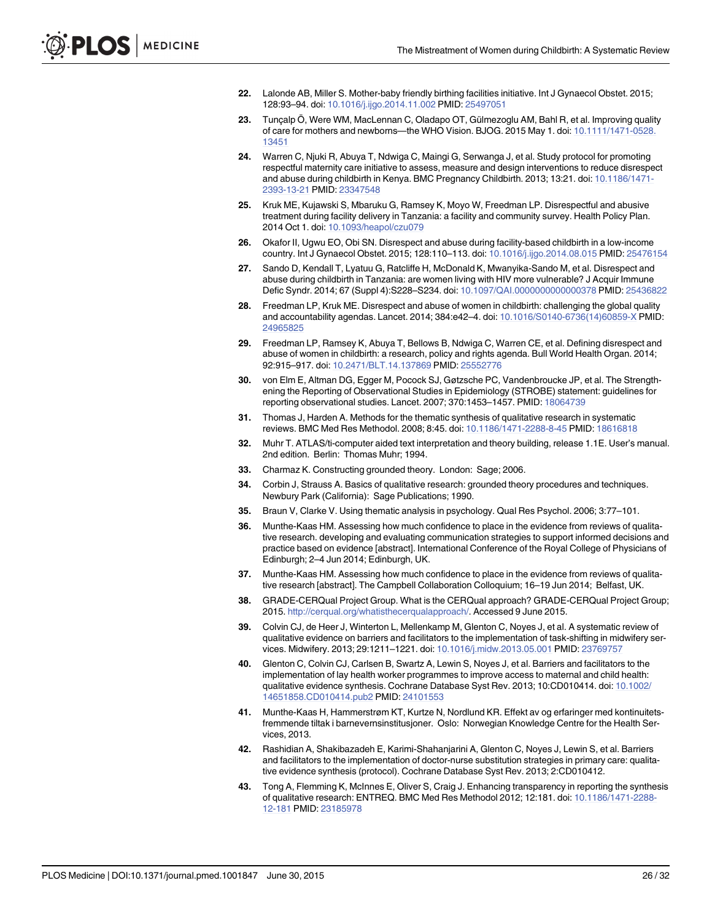22. Lalonde AB, Miller S. Mother-baby friendly birthing facilities initiative. Int J Gynaecol Obstet. 2015; 128:93–94. doi: 10.1016/j.ijgo.2014.11.002 PMID: 25497051

23. Tunçalp Ö, Were WM, MacLennan C, Oladapo OT, Gülmezoglu AM, Bahl R, et al. Improving quality of care for mothers and newborns—the WHO Vision. BJOG. 2015 May 1. doi: 10.1111/1471-0528.13451

24. Warren C, Njuki R, Abuya T, Ndwiga C, Maingi G, Serwanga J, et al. Study protocol for promoting respectful maternity care initiative to assess, measure and design interventions to reduce disrespect and abuse during childbirth in Kenya. BMC Pregnancy Childbirth. 2013; 13:21. doi: 10.1186/1471-2393-13-21 PMID: 23347548

25. Kruk ME, Kujawski S, Mbaruku G, Ramsey K, Moyo W, Freedman LP. Disrespectful and abusive treatment during facility delivery in Tanzania: a facility and community survey. Health Policy Plan. 2014 Oct 1. doi: 10.1093/heapol/czu079

26. Okafor II, Ugwu EO, Obi SN. Disrespect and abuse during facility-based childbirth in a low-income country. Int J Gynaecol Obstet. 2015; 128:110–113. doi: 10.1016/j.ijgo.2014.08.015 PMID: 25476154

27. Sando D, Kendall T, Lyatuu G, Ratcliffe H, McDonald K, Mwanyika-Sando M, et al. Disrespect and abuse during childbirth in Tanzania: are women living with HIV more vulnerable? J Acquir Immune Defic Syndr. 2014; 67 (Suppl 4):S228–S234. doi: 10.1097/QAI.0000000000000378 PMID: 25436822

28. Freedman LP, Kruk ME. Disrespect and abuse of women in childbirth: challenging the global quality and accountability agendas. Lancet. 2014; 384:e42–4. doi: 10.1016/S0140-6736(14)60859-X PMID: 24965825

29. Freedman LP, Ramsey K, Abuya T, Bellows B, Ndwiga C, Warren CE, et al. Defining disrespect and abuse of women in childbirth: a research, policy and rights agenda. Bull World Health Organ. 2014; 92:915–917. doi: 10.2471/BLT.14.137869 PMID: 25552776

30. von Elm E, Altman DG, Egger M, Pocock SJ, Gøtzsche PC, Vandenbroucke JP, et al. The Strengthening the Reporting of Observational Studies in Epidemiology (STROBE) statement: guidelines for reporting observational studies. Lancet. 2007; 370:1453–1457. PMID: 18064739

31. Thomas J, Harden A. Methods for the thematic synthesis of qualitative research in systematic reviews. BMC Med Res Methodol. 2008; 8:45. doi: 10.1186/1471-2288-8-45 PMID: 18616818

32. Muhr T. ATLAS/ti-computer aided text interpretation and theory building, release 1.1E. User's manual. 2nd edition. Berlin: Thomas Muhr; 1994.

33. Charmaz K. Constructing grounded theory. London: Sage; 2006.

34. Corbin J, Strauss A. Basics of qualitative research: grounded theory procedures and techniques. Newbury Park (California): Sage Publications; 1990.

35. Braun V, Clarke V. Using thematic analysis in psychology. Qual Res Psychol. 2006; 3:77–101.

36. Munthe-Kaas HM. Assessing how much confidence to place in the evidence from reviews of qualitative research. developing and evaluating communication strategies to support informed decisions and practice based on evidence [abstract]. International Conference of the Royal College of Physicians of Edinburgh; 2–4 Jun 2014; Edinburgh, UK.

37. Munthe-Kaas HM. Assessing how much confidence to place in the evidence from reviews of qualitative research [abstract]. The Campbell Collaboration Colloquium; 16–19 Jun 2014; Belfast, UK.

38. GRADE-CERQual Project Group. What is the CERQual approach? GRADE-CERQual Project Group; 2015. http://cerqual.org/whatisthecerqualapproach/. Accessed 9 June 2015.

39. Colvin CJ, de Heer J, Winterton L, Mellenkamp M, Glenton C, Noyes J, et al. A systematic review of qualitative evidence on barriers and facilitators to the implementation of task-shifting in midwifery services. Midwifery. 2013; 29:1211–1221. doi: 10.1016/j.midw.2013.05.001 PMID: 23769757

40. Glenton C, Colvin CJ, Carlsen B, Swartz A, Lewin S, Noyes J, et al. Barriers and facilitators to the implementation of lay health worker programmes to improve access to maternal and child health: qualitative evidence synthesis. Cochrane Database Syst Rev. 2013; 10:CD010414. doi: 10.1002/14651858.CD010414.pub2 PMID: 24101553

41. Munthe-Kaas H, Hammerstrøm KT, Kurtze N, Nordlund KR. Effekt av og erfaringer med kontinuitetsfremmende tiltak i barnevernsinstitusjoner. Oslo: Norwegian Knowledge Centre for the Health Services, 2013.

42. Rashidian A, Shakibazadeh E, Karimi-Shahanjarini A, Glenton C, Noyes J, Lewin S, et al. Barriers and facilitators to the implementation of doctor-nurse substitution strategies in primary care: qualitative evidence synthesis (protocol). Cochrane Database Syst Rev. 2013; 2:CD010412.

43. Tong A, Flemming K, McInnes E, Oliver S, Craig J. Enhancing transparency in reporting the synthesis of qualitative research: ENTREQ. BMC Med Res Methodol 2012; 12:181. doi: 10.1186/1471-2288-12-181 PMID: 23185978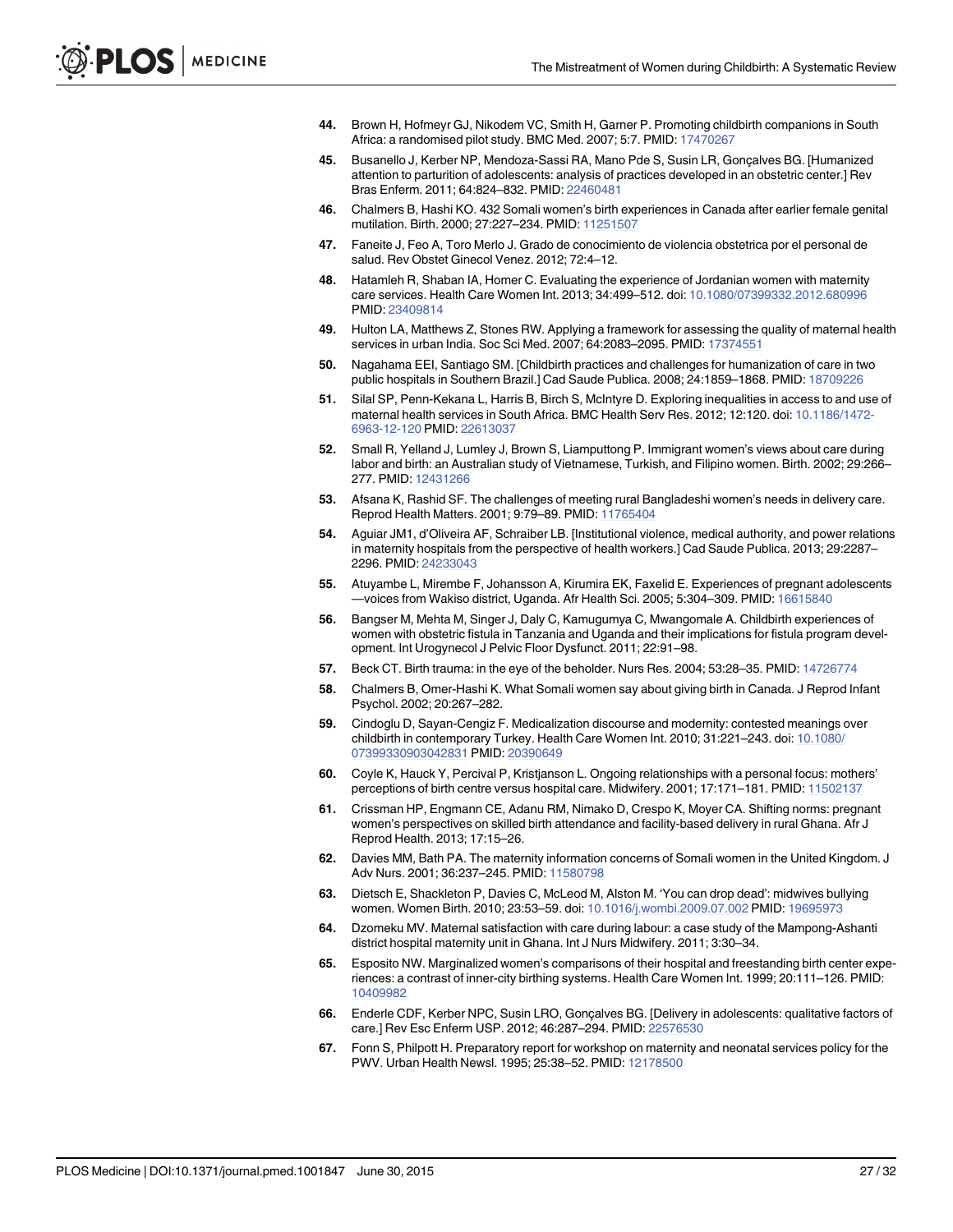44. Brown H, Hofmeyr GJ, Nikodem VC, Smith H, Garner P. Promoting childbirth companions in South Africa: a randomised pilot study. BMC Med. 2007; 5:7. PMID: 17470267
45. Busanello J, Kerber NP, Mendoza-Sassi RA, Mano Pde S, Susin LR, Gonçalves BG. [Humanized attention to parturition of adolescents: analysis of practices developed in an obstetric center.] Rev Bras Enferm. 2011; 64:824–832. PMID: 22460481
46. Chalmers B, Hashi KO. 432 Somali women's birth experiences in Canada after earlier female genital mutilation. Birth. 2000; 27:227–234. PMID: 11251507
47. Faneite J, Feo A, Toro Merlo J. Grado de conocimiento de violencia obstetrica por el personal de salud. Rev Obstet Ginecol Venez. 2012; 72:4–12.
48. Hatamleh R, Shaban IA, Homer C. Evaluating the experience of Jordanian women with maternity care services. Health Care Women Int. 2013; 34:499–512. doi: 10.1080/07399332.2012.680996 PMID: 23409814
49. Hulton LA, Matthews Z, Stones RW. Applying a framework for assessing the quality of maternal health services in urban India. Soc Sci Med. 2007; 64:2083–2095. PMID: 17374551
50. Nagahama EEI, Santiago SM. [Childbirth practices and challenges for humanization of care in two public hospitals in Southern Brazil.] Cad Saude Publica. 2008; 24:1859–1868. PMID: 18709226
51. Silal SP, Penn-Kekana L, Harris B, Birch S, McIntyre D. Exploring inequalities in access to and use of maternal health services in South Africa. BMC Health Serv Res. 2012; 12:120. doi: 10.1186/1472-6963-12-120 PMID: 22613037
52. Small R, Yelland J, Lumley J, Brown S, Liamputtong P. Immigrant women's views about care during labor and birth: an Australian study of Vietnamese, Turkish, and Filipino women. Birth. 2002; 29:266–277. PMID: 12431266
53. Afsana K, Rashid SF. The challenges of meeting rural Bangladeshi women's needs in delivery care. Reprod Health Matters. 2001; 9:79–89. PMID: 11765404
54. Aguiar JM1, d'Oliveira AF, Schraiber LB. [Institutional violence, medical authority, and power relations in maternity hospitals from the perspective of health workers.] Cad Saude Publica. 2013; 29:2287–2296. PMID: 24233043
55. Atuyambe L, Mirembe F, Johansson A, Kirumira EK, Faxelid E. Experiences of pregnant adolescents —voices from Wakiso district, Uganda. Afr Health Sci. 2005; 5:304–309. PMID: 16615840
56. Bangser M, Mehta M, Singer J, Daly C, Kamugumya C, Mwangomale A. Childbirth experiences of women with obstetric fistula in Tanzania and Uganda and their implications for fistula program development. Int Urogynecol J Pelvic Floor Dysfunct. 2011; 22:91–98.
57. Beck CT. Birth trauma: in the eye of the beholder. Nurs Res. 2004; 53:28–35. PMID: 14726774
58. Chalmers B, Omer-Hashi K. What Somali women say about giving birth in Canada. J Reprod Infant Psychol. 2002; 20:267–282.
59. Cindoglu D, Sayan-Cengiz F. Medicalization discourse and modernity: contested meanings over childbirth in contemporary Turkey. Health Care Women Int. 2010; 31:221–243. doi: 10.1080/07399330903042831 PMID: 20390649
60. Coyle K, Hauck Y, Percival P, Kristjanson L. Ongoing relationships with a personal focus: mothers' perceptions of birth centre versus hospital care. Midwifery. 2001; 17:171–181. PMID: 11502137
61. Crissman HP, Engmann CE, Adanu RM, Nimako D, Crespo K, Moyer CA. Shifting norms: pregnant women's perspectives on skilled birth attendance and facility-based delivery in rural Ghana. Afr J Reprod Health. 2013; 17:15–26.
62. Davies MM, Bath PA. The maternity information concerns of Somali women in the United Kingdom. J Adv Nurs. 2001; 36:237–245. PMID: 11580798
63. Dietsch E, Shackleton P, Davies C, McLeod M, Alston M. 'You can drop dead': midwives bullying women. Women Birth. 2010; 23:53–59. doi: 10.1016/j.wombi.2009.07.002 PMID: 19695973
64. Dzomeku MV. Maternal satisfaction with care during labour: a case study of the Mampong-Ashanti district hospital maternity unit in Ghana. Int J Nurs Midwifery. 2011; 3:30–34.
65. Esposito NW. Marginalized women's comparisons of their hospital and freestanding birth center experiences: a contrast of inner-city birthing systems. Health Care Women Int. 1999; 20:111–126. PMID: 10409982
66. Enderle CDF, Kerber NPC, Susin LRO, Gonçalves BG. [Delivery in adolescents: qualitative factors of care.] Rev Esc Enferm USP. 2012; 46:287–294. PMID: 22576530
67. Fonn S, Philpott H. Preparatory report for workshop on maternity and neonatal services policy for the PWV. Urban Health Newsl. 1995; 25:38–52. PMID: 12178500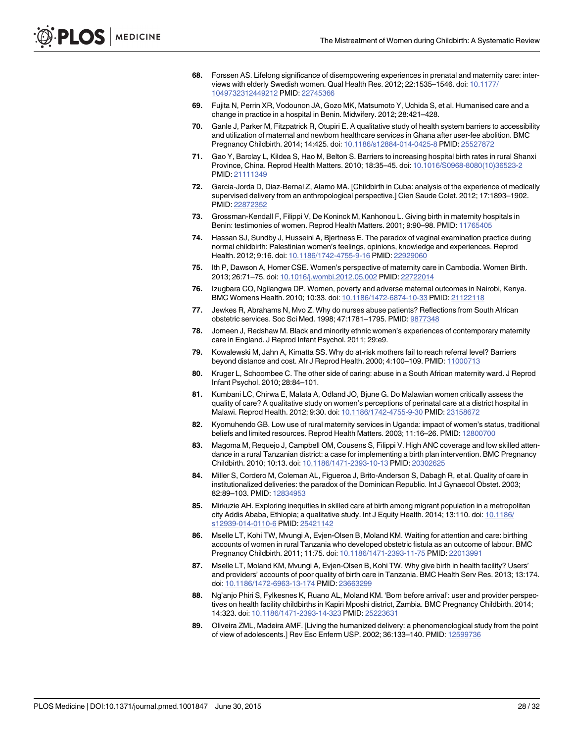68. Forssen AS. Lifelong significance of disempowering experiences in prenatal and maternity care: interviews with elderly Swedish women. Qual Health Res. 2012; 22:1535–1546. doi: 10.1177/1049732312449212 PMID: 22745366

69. Fujita N, Perrin XR, Vodounon JA, Gozo MK, Matsumoto Y, Uchida S, et al. Humanised care and a change in practice in a hospital in Benin. Midwifery. 2012; 28:421–428.

70. Ganle J, Parker M, Fitzpatrick R, Otupiri E. A qualitative study of health system barriers to accessibility and utilization of maternal and newborn healthcare services in Ghana after user-fee abolition. BMC Pregnancy Childbirth. 2014; 14:425. doi: 10.1186/s12884-014-0425-8 PMID: 25527872

71. Gao Y, Barclay L, Kildea S, Hao M, Belton S. Barriers to increasing hospital birth rates in rural Shanxi Province, China. Reprod Health Matters. 2010; 18:35–45. doi: 10.1016/S0968-8080(10)36523-2 PMID: 21111349

72. Garcia-Jorda D, Diaz-Bernal Z, Alamo MA. [Childbirth in Cuba: analysis of the experience of medically supervised delivery from an anthropological perspective.] Cien Saude Colet. 2012; 17:1893–1902. PMID: 22872352

73. Grossman-Kendall F, Filippi V, De Koninck M, Kanhonou L. Giving birth in maternity hospitals in Benin: testimonies of women. Reprod Health Matters. 2001; 9:90–98. PMID: 11765405

74. Hassan SJ, Sundby J, Husseini A, Bjertness E. The paradox of vaginal examination practice during normal childbirth: Palestinian women's feelings, opinions, knowledge and experiences. Reprod Health. 2012; 9:16. doi: 10.1186/1742-4755-9-16 PMID: 22929060

75. Ith P, Dawson A, Homer CSE. Women's perspective of maternity care in Cambodia. Women Birth. 2013; 26:71–75. doi: 10.1016/j.wombi.2012.05.002 PMID: 22722014

76. Izugbara CO, Ngilangwa DP. Women, poverty and adverse maternal outcomes in Nairobi, Kenya. BMC Womens Health. 2010; 10:33. doi: 10.1186/1472-6874-10-33 PMID: 21122118

77. Jewkes R, Abrahams N, Mvo Z. Why do nurses abuse patients? Reflections from South African obstetric services. Soc Sci Med. 1998; 47:1781–1795. PMID: 9877348

78. Jomeen J, Redshaw M. Black and minority ethnic women's experiences of contemporary maternity care in England. J Reprod Infant Psychol. 2011; 29:e9.

79. Kowalewski M, Jahn A, Kimatta SS. Why do at-risk mothers fail to reach referral level? Barriers beyond distance and cost. Afr J Reprod Health. 2000; 4:100–109. PMID: 11000713

80. Kruger L, Schoombee C. The other side of caring: abuse in a South African maternity ward. J Reprod Infant Psychol. 2010; 28:84–101.

81. Kumbani LC, Chirwa E, Malata A, Odland JO, Bjune G. Do Malawian women critically assess the quality of care? A qualitative study on women's perceptions of perinatal care at a district hospital in Malawi. Reprod Health. 2012; 9:30. doi: 10.1186/1742-4755-9-30 PMID: 23158672

82. Kyomuhendo GB. Low use of rural maternity services in Uganda: impact of women's status, traditional beliefs and limited resources. Reprod Health Matters. 2003; 11:16–26. PMID: 12800700

83. Magoma M, Requejo J, Campbell OM, Cousens S, Filippi V. High ANC coverage and low skilled attendance in a rural Tanzanian district: a case for implementing a birth plan intervention. BMC Pregnancy Childbirth. 2010; 10:13. doi: 10.1186/1471-2393-10-13 PMID: 20302625

84. Miller S, Cordero M, Coleman AL, Figueroa J, Brito-Anderson S, Dabagh R, et al. Quality of care in institutionalized deliveries: the paradox of the Dominican Republic. Int J Gynaecol Obstet. 2003; 82:89–103. PMID: 12834953

85. Mirkuzie AH. Exploring inequities in skilled care at birth among migrant population in a metropolitan city Addis Ababa, Ethiopia; a qualitative study. Int J Equity Health. 2014; 13:110. doi: 10.1186/s12939-014-0110-6 PMID: 25421142

86. Mselle LT, Kohi TW, Mvungi A, Evjen-Olsen B, Moland KM. Waiting for attention and care: birthing accounts of women in rural Tanzania who developed obstetric fistula as an outcome of labour. BMC Pregnancy Childbirth. 2011; 11:75. doi: 10.1186/1471-2393-11-75 PMID: 22013991

87. Mselle LT, Moland KM, Mvungi A, Evjen-Olsen B, Kohi TW. Why give birth in health facility? Users' and providers' accounts of poor quality of birth care in Tanzania. BMC Health Serv Res. 2013; 13:174. doi: 10.1186/1472-6963-13-174 PMID: 23663299

88. Ng'anjo Phiri S, Fylkesnes K, Ruano AL, Moland KM. 'Born before arrival': user and provider perspectives on health facility childbirths in Kapiri Mposhi district, Zambia. BMC Pregnancy Childbirth. 2014; 14:323. doi: 10.1186/1471-2393-14-323 PMID: 25223631

89. Oliveira ZML, Madeira AMF. [Living the humanized delivery: a phenomenological study from the point of view of adolescents.] Rev Esc Enferm USP. 2002; 36:133–140. PMID: 12599736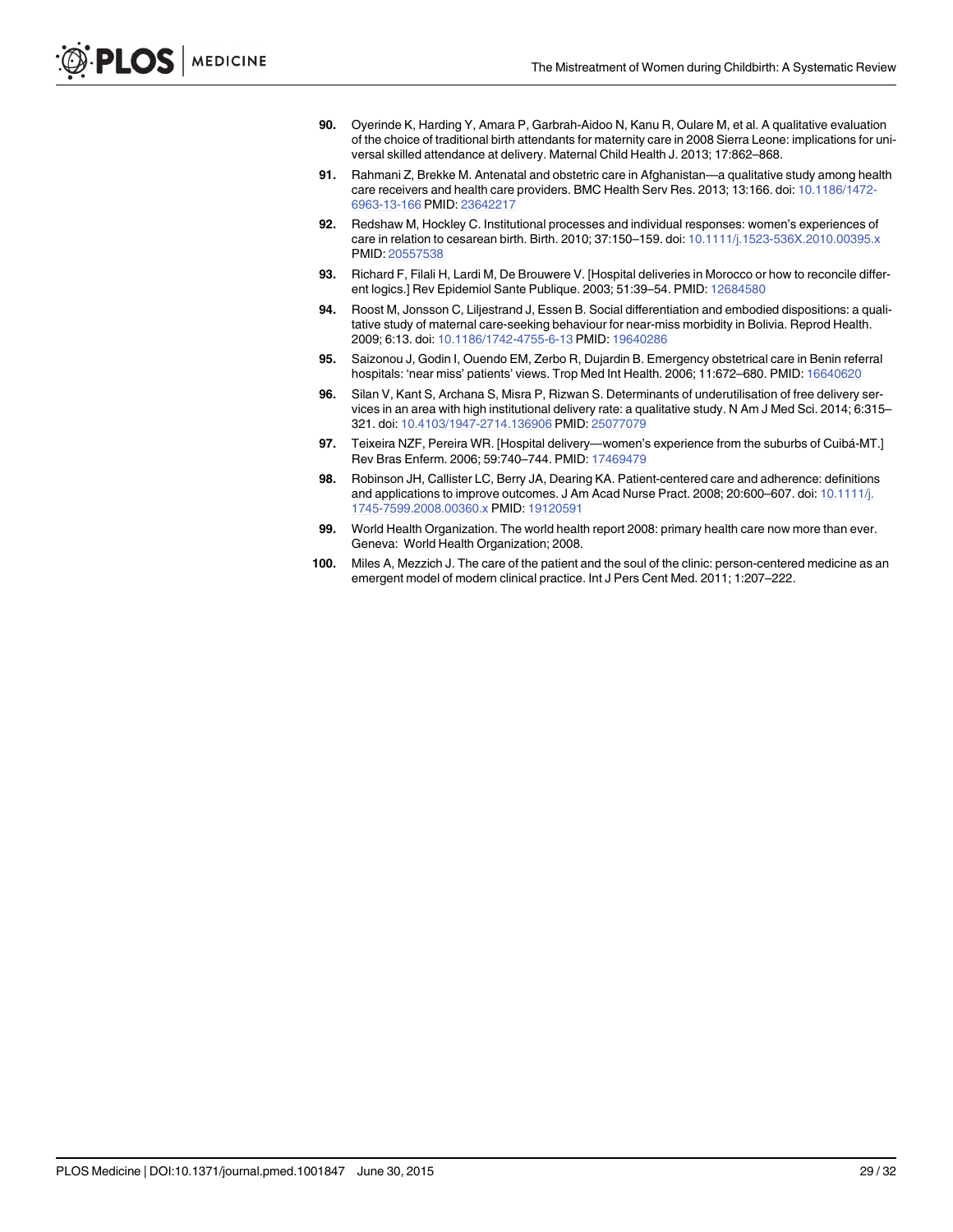90. Oyerinde K, Harding Y, Amara P, Garbrah-Aidoo N, Kanu R, Oulare M, et al. A qualitative evaluation of the choice of traditional birth attendants for maternity care in 2008 Sierra Leone: implications for universal skilled attendance at delivery. Maternal Child Health J. 2013; 17:862–868.
91. Rahmani Z, Brekke M. Antenatal and obstetric care in Afghanistan—a qualitative study among health care receivers and health care providers. BMC Health Serv Res. 2013; 13:166. doi: 10.1186/1472-6963-13-166 PMID: 23642217
92. Redshaw M, Hockley C. Institutional processes and individual responses: women's experiences of care in relation to cesarean birth. Birth. 2010; 37:150–159. doi: 10.1111/j.1523-536X.2010.00395.x PMID: 20557538
93. Richard F, Filali H, Lardi M, De Brouwere V. [Hospital deliveries in Morocco or how to reconcile different logics.] Rev Epidemiol Sante Publique. 2003; 51:39–54. PMID: 12684580
94. Roost M, Jonsson C, Liljestrand J, Essen B. Social differentiation and embodied dispositions: a qualitative study of maternal care-seeking behaviour for near-miss morbidity in Bolivia. Reprod Health. 2009; 6:13. doi: 10.1186/1742-4755-6-13 PMID: 19640286
95. Saizonou J, Godin I, Ouendo EM, Zerbo R, Dujardin B. Emergency obstetrical care in Benin referral hospitals: 'near miss' patients' views. Trop Med Int Health. 2006; 11:672–680. PMID: 16640620
96. Silan V, Kant S, Archana S, Misra P, Rizwan S. Determinants of underutilisation of free delivery services in an area with high institutional delivery rate: a qualitative study. N Am J Med Sci. 2014; 6:315–321. doi: 10.4103/1947-2714.136906 PMID: 25077079
97. Teixeira NZF, Pereira WR. [Hospital delivery—women's experience from the suburbs of Cuibá-MT.] Rev Bras Enferm. 2006; 59:740–744. PMID: 17469479
98. Robinson JH, Callister LC, Berry JA, Dearing KA. Patient-centered care and adherence: definitions and applications to improve outcomes. J Am Acad Nurse Pract. 2008; 20:600–607. doi: 10.1111/j.1745-7599.2008.00360.x PMID: 19120591
99. World Health Organization. The world health report 2008: primary health care now more than ever. Geneva: World Health Organization; 2008.
100. Miles A, Mezzich J. The care of the patient and the soul of the clinic: person-centered medicine as an emergent model of modern clinical practice. Int J Pers Cent Med. 2011; 1:207–222.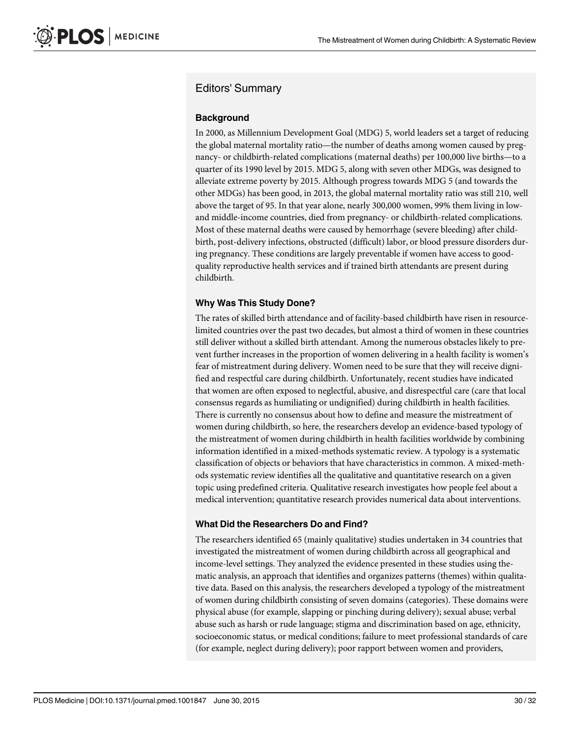## Editors' Summary

### Background

In 2000, as Millennium Development Goal (MDG) 5, world leaders set a target of reducing the global maternal mortality ratio—the number of deaths among women caused by pregnancy- or childbirth-related complications (maternal deaths) per 100,000 live births—to a quarter of its 1990 level by 2015. MDG 5, along with seven other MDGs, was designed to alleviate extreme poverty by 2015. Although progress towards MDG 5 (and towards the other MDGs) has been good, in 2013, the global maternal mortality ratio was still 210, well above the target of 95. In that year alone, nearly 300,000 women, 99% them living in low- and middle-income countries, died from pregnancy- or childbirth-related complications. Most of these maternal deaths were caused by hemorrhage (severe bleeding) after childbirth, post-delivery infections, obstructed (difficult) labor, or blood pressure disorders during pregnancy. These conditions are largely preventable if women have access to good-quality reproductive health services and if trained birth attendants are present during childbirth.

### Why Was This Study Done?

The rates of skilled birth attendance and of facility-based childbirth have risen in resource-limited countries over the past two decades, but almost a third of women in these countries still deliver without a skilled birth attendant. Among the numerous obstacles likely to prevent further increases in the proportion of women delivering in a health facility is women's fear of mistreatment during delivery. Women need to be sure that they will receive dignified and respectful care during childbirth. Unfortunately, recent studies have indicated that women are often exposed to neglectful, abusive, and disrespectful care (care that local consensus regards as humiliating or undignified) during childbirth in health facilities. There is currently no consensus about how to define and measure the mistreatment of women during childbirth, so here, the researchers develop an evidence-based typology of the mistreatment of women during childbirth in health facilities worldwide by combining information identified in a mixed-methods systematic review. A typology is a systematic classification of objects or behaviors that have characteristics in common. A mixed-methods systematic review identifies all the qualitative and quantitative research on a given topic using predefined criteria. Qualitative research investigates how people feel about a medical intervention; quantitative research provides numerical data about interventions.

### What Did the Researchers Do and Find?

The researchers identified 65 (mainly qualitative) studies undertaken in 34 countries that investigated the mistreatment of women during childbirth across all geographical and income-level settings. They analyzed the evidence presented in these studies using thematic analysis, an approach that identifies and organizes patterns (themes) within qualitative data. Based on this analysis, the researchers developed a typology of the mistreatment of women during childbirth consisting of seven domains (categories). These domains were physical abuse (for example, slapping or pinching during delivery); sexual abuse; verbal abuse such as harsh or rude language; stigma and discrimination based on age, ethnicity, socioeconomic status, or medical conditions; failure to meet professional standards of care (for example, neglect during delivery); poor rapport between women and providers,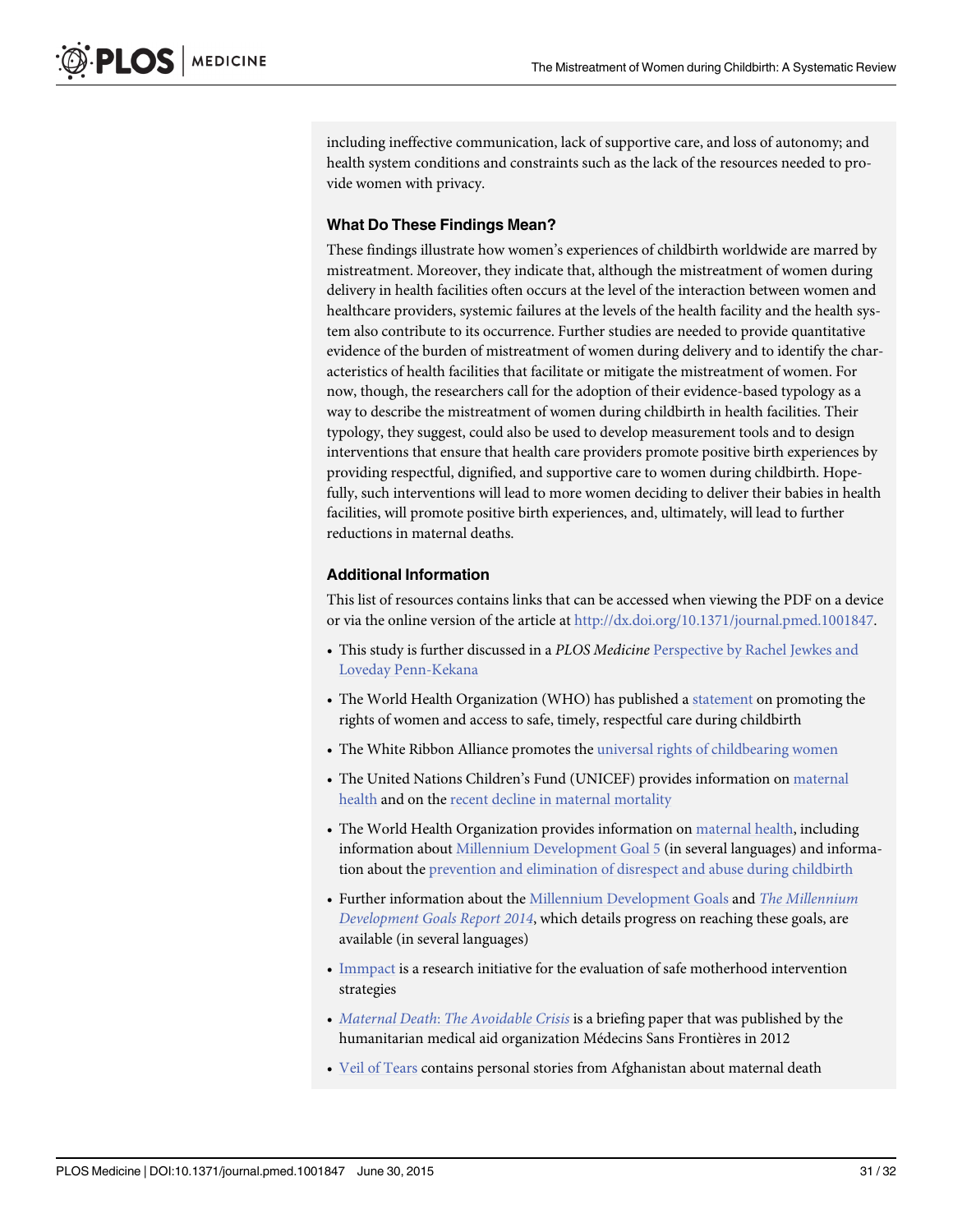including ineffective communication, lack of supportive care, and loss of autonomy; and health system conditions and constraints such as the lack of the resources needed to provide women with privacy.

### What Do These Findings Mean?

These findings illustrate how women's experiences of childbirth worldwide are marred by mistreatment. Moreover, they indicate that, although the mistreatment of women during delivery in health facilities often occurs at the level of the interaction between women and healthcare providers, systemic failures at the levels of the health facility and the health system also contribute to its occurrence. Further studies are needed to provide quantitative evidence of the burden of mistreatment of women during delivery and to identify the characteristics of health facilities that facilitate or mitigate the mistreatment of women. For now, though, the researchers call for the adoption of their evidence-based typology as a way to describe the mistreatment of women during childbirth in health facilities. Their typology, they suggest, could also be used to develop measurement tools and to design interventions that ensure that health care providers promote positive birth experiences by providing respectful, dignified, and supportive care to women during childbirth. Hopefully, such interventions will lead to more women deciding to deliver their babies in health facilities, will promote positive birth experiences, and, ultimately, will lead to further reductions in maternal deaths.

### Additional Information

This list of resources contains links that can be accessed when viewing the PDF on a device or via the online version of the article at http://dx.doi.org/10.1371/journal.pmed.1001847.

- This study is further discussed in a *PLOS Medicine* Perspective by Rachel Jewkes and Loveday Penn-Kekana
- The World Health Organization (WHO) has published a statement on promoting the rights of women and access to safe, timely, respectful care during childbirth
- The White Ribbon Alliance promotes the universal rights of childbearing women
- The United Nations Children's Fund (UNICEF) provides information on maternal health and on the recent decline in maternal mortality
- The World Health Organization provides information on maternal health, including information about Millennium Development Goal 5 (in several languages) and information about the prevention and elimination of disrespect and abuse during childbirth
- Further information about the Millennium Development Goals and *The Millennium Development Goals Report 2014*, which details progress on reaching these goals, are available (in several languages)
- Immpact is a research initiative for the evaluation of safe motherhood intervention strategies
- *Maternal Death: The Avoidable Crisis* is a briefing paper that was published by the humanitarian medical aid organization Médecins Sans Frontières in 2012
- Veil of Tears contains personal stories from Afghanistan about maternal death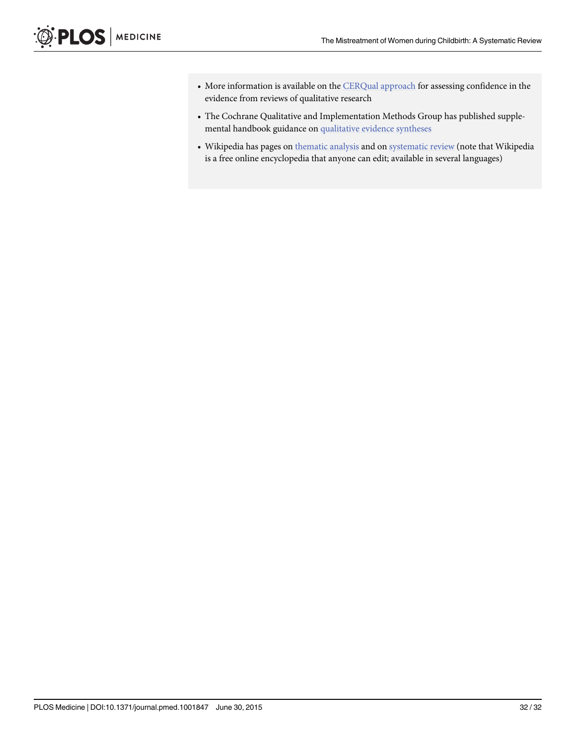- More information is available on the CERQual approach for assessing confidence in the evidence from reviews of qualitative research
- The Cochrane Qualitative and Implementation Methods Group has published supplemental handbook guidance on qualitative evidence syntheses
- Wikipedia has pages on thematic analysis and on systematic review (note that Wikipedia is a free online encyclopedia that anyone can edit; available in several languages)